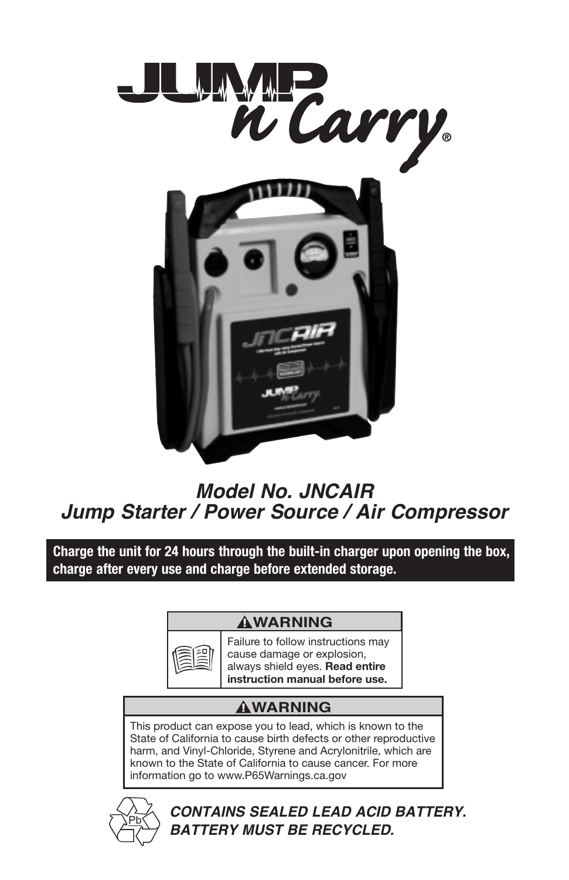# JUMP n Carry®

## *Model No. JNCAIR*
## *Jump Starter / Power Source / Air Compressor*

**Charge the unit for 24 hours through the built-in charger upon opening the box, charge after every use and charge before extended storage.**

**⚠WARNING**

Failure to follow instructions may cause damage or explosion, always shield eyes. **Read entire instruction manual before use.**

**⚠WARNING**

This product can expose you to lead, which is known to the State of California to cause birth defects or other reproductive harm, and Vinyl-Chloride, Styrene and Acrylonitrile, which are known to the State of California to cause cancer. For more information go to www.P65Warnings.ca.gov

Pb

***CONTAINS SEALED LEAD ACID BATTERY. BATTERY MUST BE RECYCLED.***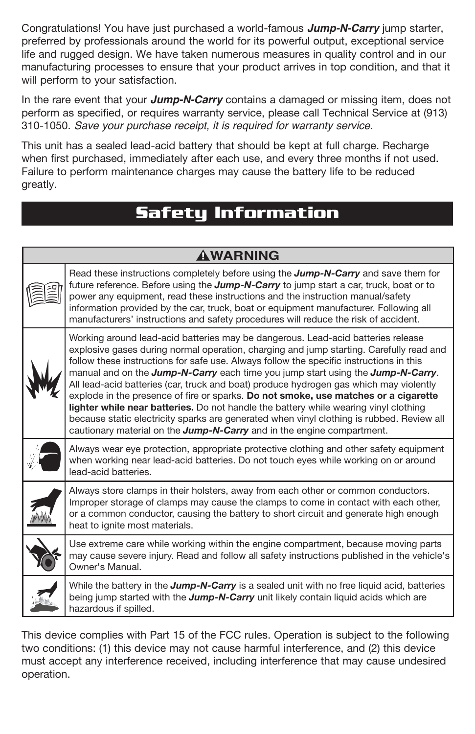Congratulations! You have just purchased a world-famous ***Jump-N-Carry*** jump starter, preferred by professionals around the world for its powerful output, exceptional service life and rugged design. We have taken numerous measures in quality control and in our manufacturing processes to ensure that your product arrives in top condition, and that it will perform to your satisfaction.

In the rare event that your ***Jump-N-Carry*** contains a damaged or missing item, does not perform as specified, or requires warranty service, please call Technical Service at (913) 310-1050. *Save your purchase receipt, it is required for warranty service.*

This unit has a sealed lead-acid battery that should be kept at full charge. Recharge when first purchased, immediately after each use, and every three months if not used. Failure to perform maintenance charges may cause the battery life to be reduced greatly.

# Safety Information

| ⚠WARNING | |
|---|---|
| | Read these instructions completely before using the ***Jump-N-Carry*** and save them for future reference. Before using the ***Jump-N-Carry*** to jump start a car, truck, boat or to power any equipment, read these instructions and the instruction manual/safety information provided by the car, truck, boat or equipment manufacturer. Following all manufacturers' instructions and safety procedures will reduce the risk of accident. |
| | Working around lead-acid batteries may be dangerous. Lead-acid batteries release explosive gases during normal operation, charging and jump starting. Carefully read and follow these instructions for safe use. Always follow the specific instructions in this manual and on the ***Jump-N-Carry*** each time you jump start using the ***Jump-N-Carry***. All lead-acid batteries (car, truck and boat) produce hydrogen gas which may violently explode in the presence of fire or sparks. **Do not smoke, use matches or a cigarette lighter while near batteries.** Do not handle the battery while wearing vinyl clothing because static electricity sparks are generated when vinyl clothing is rubbed. Review all cautionary material on the ***Jump-N-Carry*** and in the engine compartment. |
| | Always wear eye protection, appropriate protective clothing and other safety equipment when working near lead-acid batteries. Do not touch eyes while working on or around lead-acid batteries. |
| | Always store clamps in their holsters, away from each other or common conductors. Improper storage of clamps may cause the clamps to come in contact with each other, or a common conductor, causing the battery to short circuit and generate high enough heat to ignite most materials. |
| | Use extreme care while working within the engine compartment, because moving parts may cause severe injury. Read and follow all safety instructions published in the vehicle's Owner's Manual. |
| | While the battery in the ***Jump-N-Carry*** is a sealed unit with no free liquid acid, batteries being jump started with the ***Jump-N-Carry*** unit likely contain liquid acids which are hazardous if spilled. |

This device complies with Part 15 of the FCC rules. Operation is subject to the following two conditions: (1) this device may not cause harmful interference, and (2) this device must accept any interference received, including interference that may cause undesired operation.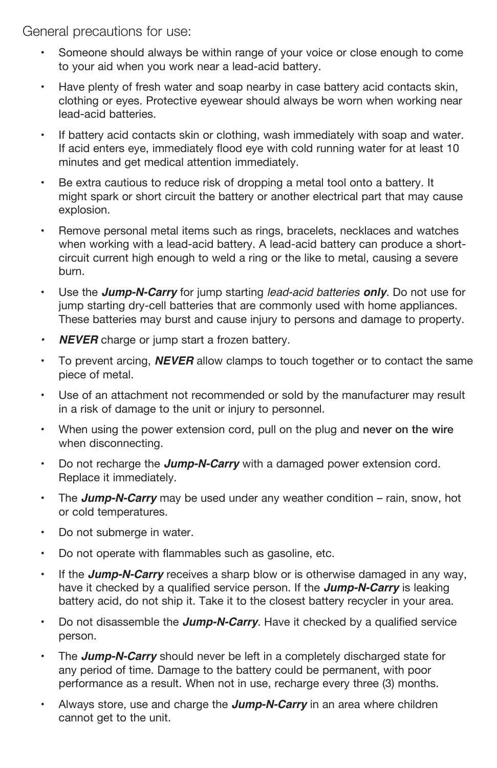General precautions for use:

- Someone should always be within range of your voice or close enough to come to your aid when you work near a lead-acid battery.
- Have plenty of fresh water and soap nearby in case battery acid contacts skin, clothing or eyes. Protective eyewear should always be worn when working near lead-acid batteries.
- If battery acid contacts skin or clothing, wash immediately with soap and water. If acid enters eye, immediately flood eye with cold running water for at least 10 minutes and get medical attention immediately.
- Be extra cautious to reduce risk of dropping a metal tool onto a battery. It might spark or short circuit the battery or another electrical part that may cause explosion.
- Remove personal metal items such as rings, bracelets, necklaces and watches when working with a lead-acid battery. A lead-acid battery can produce a short-circuit current high enough to weld a ring or the like to metal, causing a severe burn.
- Use the ***Jump-N-Carry*** for jump starting *lead-acid batteries* ***only***. Do not use for jump starting dry-cell batteries that are commonly used with home appliances. These batteries may burst and cause injury to persons and damage to property.
- ***NEVER*** charge or jump start a frozen battery.
- To prevent arcing, ***NEVER*** allow clamps to touch together or to contact the same piece of metal.
- Use of an attachment not recommended or sold by the manufacturer may result in a risk of damage to the unit or injury to personnel.
- When using the power extension cord, pull on the plug and **never on the wire** when disconnecting.
- Do not recharge the ***Jump-N-Carry*** with a damaged power extension cord. Replace it immediately.
- The ***Jump-N-Carry*** may be used under any weather condition – rain, snow, hot or cold temperatures.
- Do not submerge in water.
- Do not operate with flammables such as gasoline, etc.
- If the ***Jump-N-Carry*** receives a sharp blow or is otherwise damaged in any way, have it checked by a qualified service person. If the ***Jump-N-Carry*** is leaking battery acid, do not ship it. Take it to the closest battery recycler in your area.
- Do not disassemble the ***Jump-N-Carry***. Have it checked by a qualified service person.
- The ***Jump-N-Carry*** should never be left in a completely discharged state for any period of time. Damage to the battery could be permanent, with poor performance as a result. When not in use, recharge every three (3) months.
- Always store, use and charge the ***Jump-N-Carry*** in an area where children cannot get to the unit.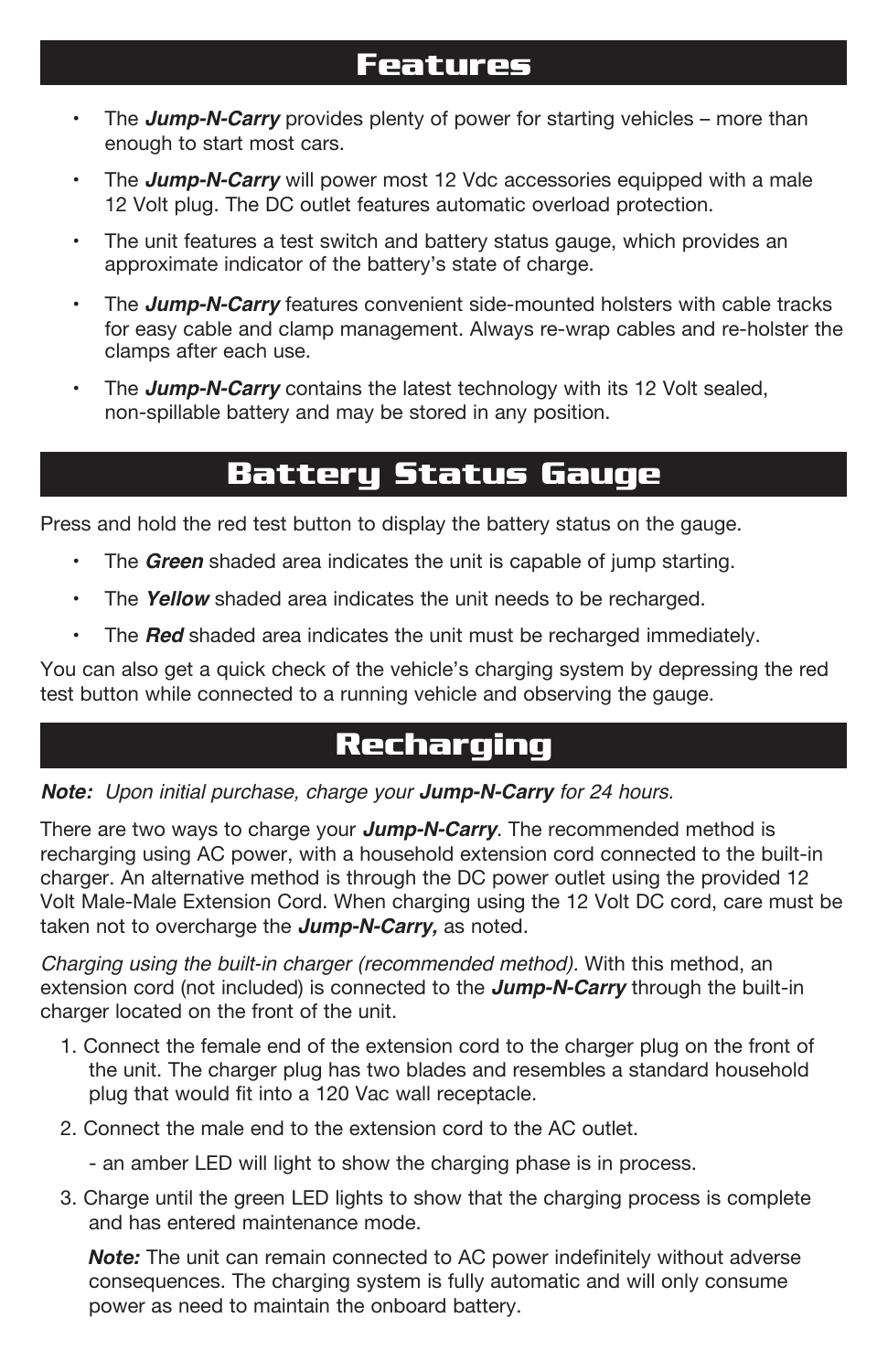## Features

- The ***Jump-N-Carry*** provides plenty of power for starting vehicles – more than enough to start most cars.
- The ***Jump-N-Carry*** will power most 12 Vdc accessories equipped with a male 12 Volt plug. The DC outlet features automatic overload protection.
- The unit features a test switch and battery status gauge, which provides an approximate indicator of the battery's state of charge.
- The ***Jump-N-Carry*** features convenient side-mounted holsters with cable tracks for easy cable and clamp management. Always re-wrap cables and re-holster the clamps after each use.
- The ***Jump-N-Carry*** contains the latest technology with its 12 Volt sealed, non-spillable battery and may be stored in any position.

## Battery Status Gauge

Press and hold the red test button to display the battery status on the gauge.

- The ***Green*** shaded area indicates the unit is capable of jump starting.
- The ***Yellow*** shaded area indicates the unit needs to be recharged.
- The ***Red*** shaded area indicates the unit must be recharged immediately.

You can also get a quick check of the vehicle's charging system by depressing the red test button while connected to a running vehicle and observing the gauge.

## Recharging

***Note:*** *Upon initial purchase, charge your **Jump-N-Carry** for 24 hours.*

There are two ways to charge your ***Jump-N-Carry***. The recommended method is recharging using AC power, with a household extension cord connected to the built-in charger. An alternative method is through the DC power outlet using the provided 12 Volt Male-Male Extension Cord. When charging using the 12 Volt DC cord, care must be taken not to overcharge the ***Jump-N-Carry,*** as noted.

*Charging using the built-in charger (recommended method).* With this method, an extension cord (not included) is connected to the ***Jump-N-Carry*** through the built-in charger located on the front of the unit.

1. Connect the female end of the extension cord to the charger plug on the front of the unit. The charger plug has two blades and resembles a standard household plug that would fit into a 120 Vac wall receptacle.
2. Connect the male end to the extension cord to the AC outlet.

   - an amber LED will light to show the charging phase is in process.
3. Charge until the green LED lights to show that the charging process is complete and has entered maintenance mode.

   ***Note:*** The unit can remain connected to AC power indefinitely without adverse consequences. The charging system is fully automatic and will only consume power as need to maintain the onboard battery.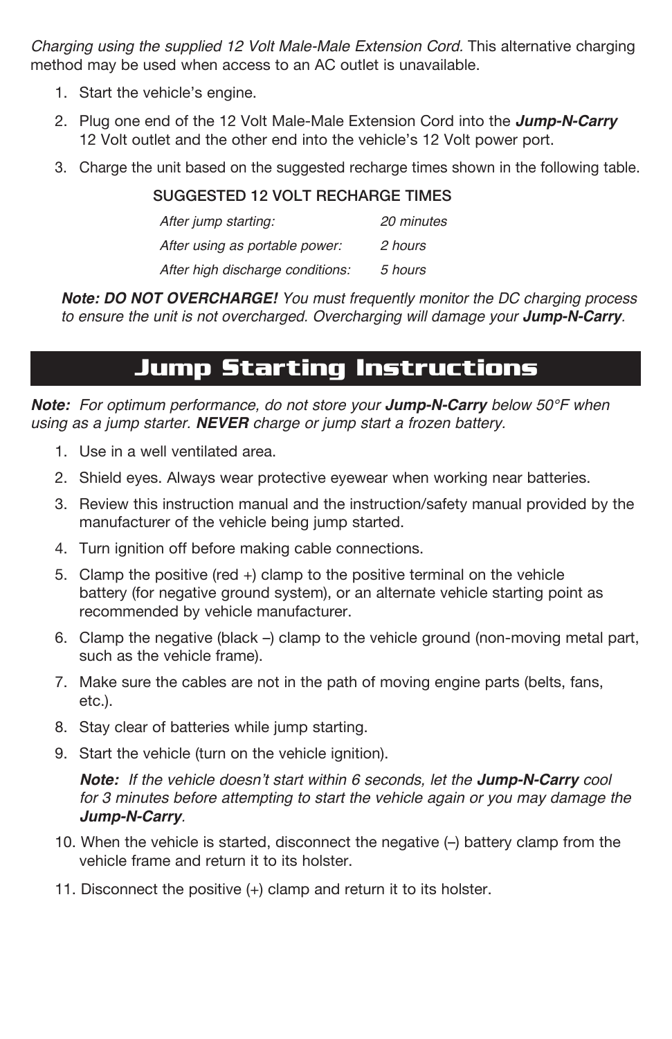*Charging using the supplied 12 Volt Male-Male Extension Cord.* This alternative charging method may be used when access to an AC outlet is unavailable.

1. Start the vehicle's engine.
2. Plug one end of the 12 Volt Male-Male Extension Cord into the ***Jump-N-Carry*** 12 Volt outlet and the other end into the vehicle's 12 Volt power port.
3. Charge the unit based on the suggested recharge times shown in the following table.

SUGGESTED 12 VOLT RECHARGE TIMES

| | |
|---|---|
| *After jump starting:* | *20 minutes* |
| *After using as portable power:* | *2 hours* |
| *After high discharge conditions:* | *5 hours* |

***Note: DO NOT OVERCHARGE!*** *You must frequently monitor the DC charging process to ensure the unit is not overcharged. Overcharging will damage your* ***Jump-N-Carry****.*

# Jump Starting Instructions

***Note:*** *For optimum performance, do not store your* ***Jump-N-Carry*** *below 50°F when using as a jump starter.* ***NEVER*** *charge or jump start a frozen battery.*

1. Use in a well ventilated area.
2. Shield eyes. Always wear protective eyewear when working near batteries.
3. Review this instruction manual and the instruction/safety manual provided by the manufacturer of the vehicle being jump started.
4. Turn ignition off before making cable connections.
5. Clamp the positive (red +) clamp to the positive terminal on the vehicle battery (for negative ground system), or an alternate vehicle starting point as recommended by vehicle manufacturer.
6. Clamp the negative (black –) clamp to the vehicle ground (non-moving metal part, such as the vehicle frame).
7. Make sure the cables are not in the path of moving engine parts (belts, fans, etc.).
8. Stay clear of batteries while jump starting.
9. Start the vehicle (turn on the vehicle ignition).

   ***Note:*** *If the vehicle doesn't start within 6 seconds, let the* ***Jump-N-Carry*** *cool for 3 minutes before attempting to start the vehicle again or you may damage the* ***Jump-N-Carry****.*

10. When the vehicle is started, disconnect the negative (–) battery clamp from the vehicle frame and return it to its holster.
11. Disconnect the positive (+) clamp and return it to its holster.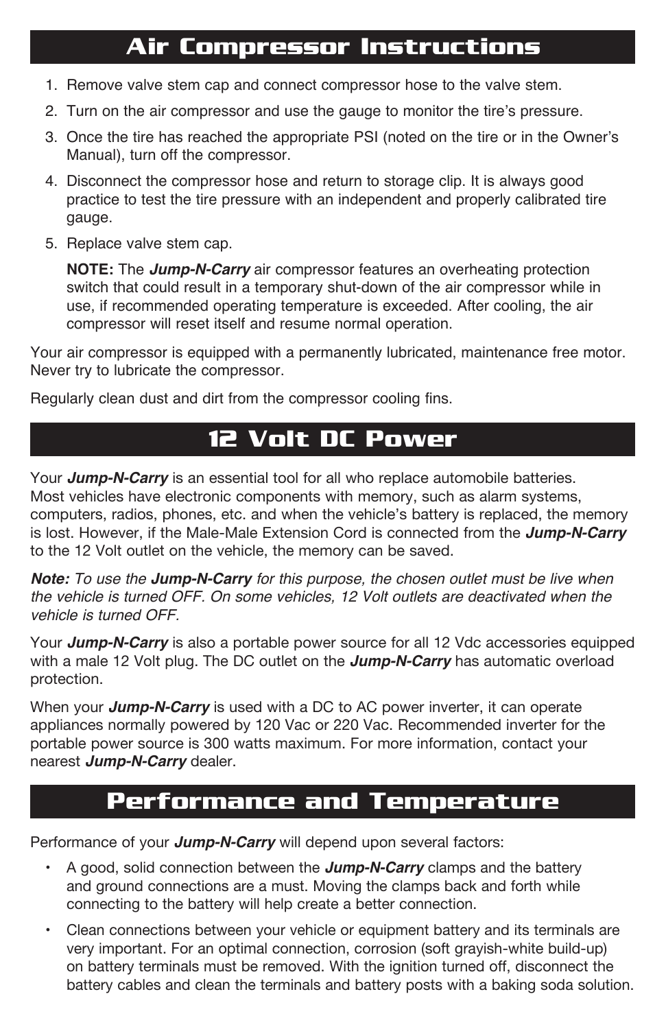## Air Compressor Instructions

1. Remove valve stem cap and connect compressor hose to the valve stem.
2. Turn on the air compressor and use the gauge to monitor the tire's pressure.
3. Once the tire has reached the appropriate PSI (noted on the tire or in the Owner's Manual), turn off the compressor.
4. Disconnect the compressor hose and return to storage clip. It is always good practice to test the tire pressure with an independent and properly calibrated tire gauge.
5. Replace valve stem cap.

   **NOTE:** The ***Jump-N-Carry*** air compressor features an overheating protection switch that could result in a temporary shut-down of the air compressor while in use, if recommended operating temperature is exceeded. After cooling, the air compressor will reset itself and resume normal operation.

Your air compressor is equipped with a permanently lubricated, maintenance free motor. Never try to lubricate the compressor.

Regularly clean dust and dirt from the compressor cooling fins.

## 12 Volt DC Power

Your ***Jump-N-Carry*** is an essential tool for all who replace automobile batteries. Most vehicles have electronic components with memory, such as alarm systems, computers, radios, phones, etc. and when the vehicle's battery is replaced, the memory is lost. However, if the Male-Male Extension Cord is connected from the ***Jump-N-Carry*** to the 12 Volt outlet on the vehicle, the memory can be saved.

***Note:*** *To use the* ***Jump-N-Carry*** *for this purpose, the chosen outlet must be live when the vehicle is turned OFF. On some vehicles, 12 Volt outlets are deactivated when the vehicle is turned OFF.*

Your ***Jump-N-Carry*** is also a portable power source for all 12 Vdc accessories equipped with a male 12 Volt plug. The DC outlet on the ***Jump-N-Carry*** has automatic overload protection.

When your ***Jump-N-Carry*** is used with a DC to AC power inverter, it can operate appliances normally powered by 120 Vac or 220 Vac. Recommended inverter for the portable power source is 300 watts maximum. For more information, contact your nearest ***Jump-N-Carry*** dealer.

## Performance and Temperature

Performance of your ***Jump-N-Carry*** will depend upon several factors:

- A good, solid connection between the ***Jump-N-Carry*** clamps and the battery and ground connections are a must. Moving the clamps back and forth while connecting to the battery will help create a better connection.
- Clean connections between your vehicle or equipment battery and its terminals are very important. For an optimal connection, corrosion (soft grayish-white build-up) on battery terminals must be removed. With the ignition turned off, disconnect the battery cables and clean the terminals and battery posts with a baking soda solution.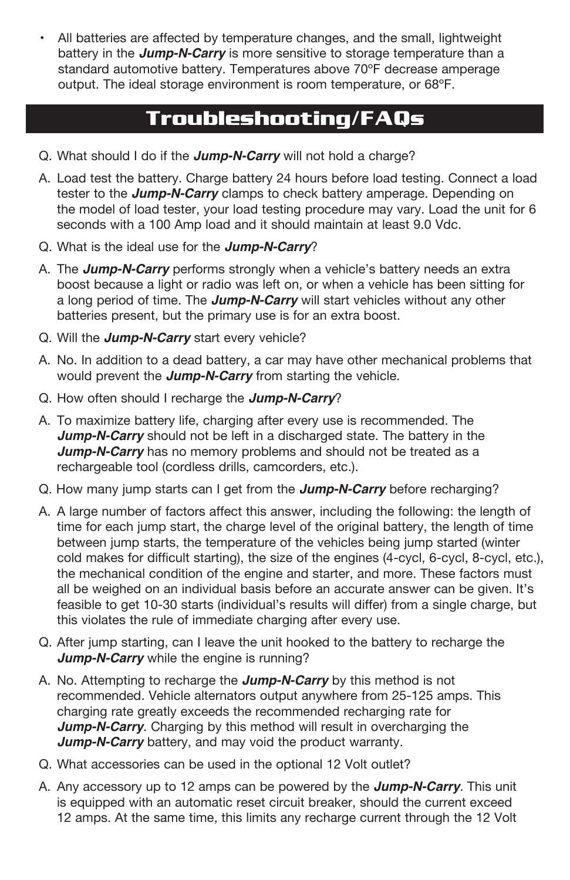- All batteries are affected by temperature changes, and the small, lightweight battery in the ***Jump-N-Carry*** is more sensitive to storage temperature than a standard automotive battery. Temperatures above 70ºF decrease amperage output. The ideal storage environment is room temperature, or 68ºF.

## Troubleshooting/FAQs

Q. What should I do if the ***Jump-N-Carry*** will not hold a charge?

A. Load test the battery. Charge battery 24 hours before load testing. Connect a load tester to the ***Jump-N-Carry*** clamps to check battery amperage. Depending on the model of load tester, your load testing procedure may vary. Load the unit for 6 seconds with a 100 Amp load and it should maintain at least 9.0 Vdc.

Q. What is the ideal use for the ***Jump-N-Carry***?

A. The ***Jump-N-Carry*** performs strongly when a vehicle's battery needs an extra boost because a light or radio was left on, or when a vehicle has been sitting for a long period of time. The ***Jump-N-Carry*** will start vehicles without any other batteries present, but the primary use is for an extra boost.

Q. Will the ***Jump-N-Carry*** start every vehicle?

A. No. In addition to a dead battery, a car may have other mechanical problems that would prevent the ***Jump-N-Carry*** from starting the vehicle.

Q. How often should I recharge the ***Jump-N-Carry***?

A. To maximize battery life, charging after every use is recommended. The ***Jump-N-Carry*** should not be left in a discharged state. The battery in the ***Jump-N-Carry*** has no memory problems and should not be treated as a rechargeable tool (cordless drills, camcorders, etc.).

Q. How many jump starts can I get from the ***Jump-N-Carry*** before recharging?

A. A large number of factors affect this answer, including the following: the length of time for each jump start, the charge level of the original battery, the length of time between jump starts, the temperature of the vehicles being jump started (winter cold makes for difficult starting), the size of the engines (4-cycl, 6-cycl, 8-cycl, etc.), the mechanical condition of the engine and starter, and more. These factors must all be weighed on an individual basis before an accurate answer can be given. It's feasible to get 10-30 starts (individual's results will differ) from a single charge, but this violates the rule of immediate charging after every use.

Q. After jump starting, can I leave the unit hooked to the battery to recharge the ***Jump-N-Carry*** while the engine is running?

A. No. Attempting to recharge the ***Jump-N-Carry*** by this method is not recommended. Vehicle alternators output anywhere from 25-125 amps. This charging rate greatly exceeds the recommended recharging rate for ***Jump-N-Carry***. Charging by this method will result in overcharging the ***Jump-N-Carry*** battery, and may void the product warranty.

Q. What accessories can be used in the optional 12 Volt outlet?

A. Any accessory up to 12 amps can be powered by the ***Jump-N-Carry***. This unit is equipped with an automatic reset circuit breaker, should the current exceed 12 amps. At the same time, this limits any recharge current through the 12 Volt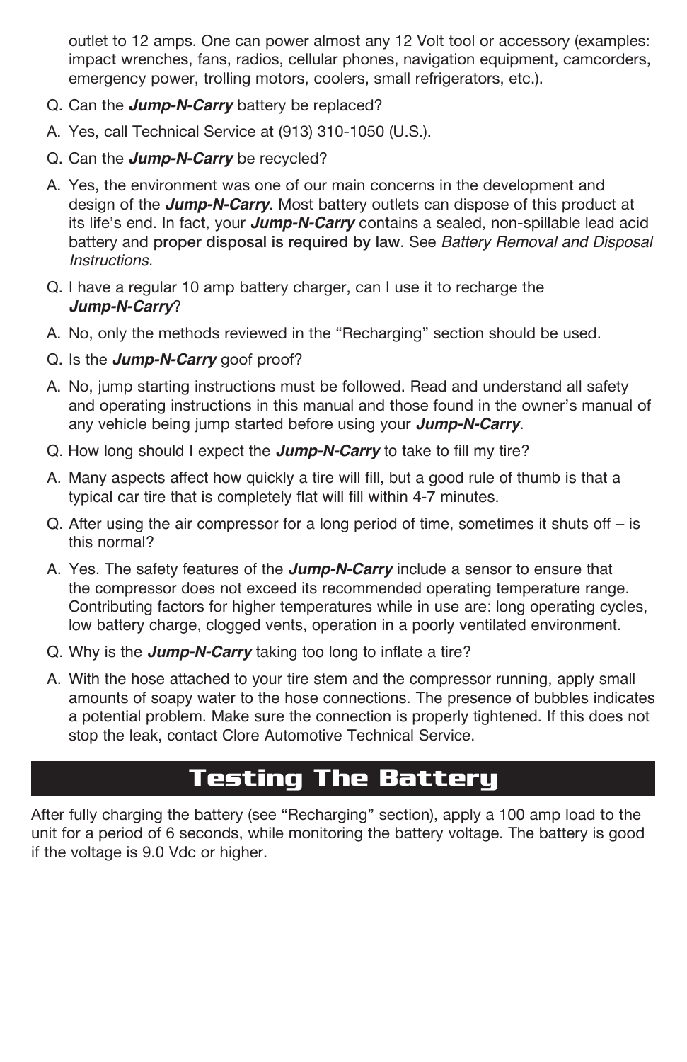outlet to 12 amps. One can power almost any 12 Volt tool or accessory (examples: impact wrenches, fans, radios, cellular phones, navigation equipment, camcorders, emergency power, trolling motors, coolers, small refrigerators, etc.).

Q. Can the ***Jump-N-Carry*** battery be replaced?

A. Yes, call Technical Service at (913) 310-1050 (U.S.).

Q. Can the ***Jump-N-Carry*** be recycled?

A. Yes, the environment was one of our main concerns in the development and design of the ***Jump-N-Carry***. Most battery outlets can dispose of this product at its life's end. In fact, your ***Jump-N-Carry*** contains a sealed, non-spillable lead acid battery and **proper disposal is required by law**. See *Battery Removal and Disposal Instructions.*

Q. I have a regular 10 amp battery charger, can I use it to recharge the ***Jump-N-Carry***?

A. No, only the methods reviewed in the "Recharging" section should be used.

Q. Is the ***Jump-N-Carry*** goof proof?

A. No, jump starting instructions must be followed. Read and understand all safety and operating instructions in this manual and those found in the owner's manual of any vehicle being jump started before using your ***Jump-N-Carry***.

Q. How long should I expect the ***Jump-N-Carry*** to take to fill my tire?

A. Many aspects affect how quickly a tire will fill, but a good rule of thumb is that a typical car tire that is completely flat will fill within 4-7 minutes.

Q. After using the air compressor for a long period of time, sometimes it shuts off – is this normal?

A. Yes. The safety features of the ***Jump-N-Carry*** include a sensor to ensure that the compressor does not exceed its recommended operating temperature range. Contributing factors for higher temperatures while in use are: long operating cycles, low battery charge, clogged vents, operation in a poorly ventilated environment.

Q. Why is the ***Jump-N-Carry*** taking too long to inflate a tire?

A. With the hose attached to your tire stem and the compressor running, apply small amounts of soapy water to the hose connections. The presence of bubbles indicates a potential problem. Make sure the connection is properly tightened. If this does not stop the leak, contact Clore Automotive Technical Service.

## Testing The Battery

After fully charging the battery (see "Recharging" section), apply a 100 amp load to the unit for a period of 6 seconds, while monitoring the battery voltage. The battery is good if the voltage is 9.0 Vdc or higher.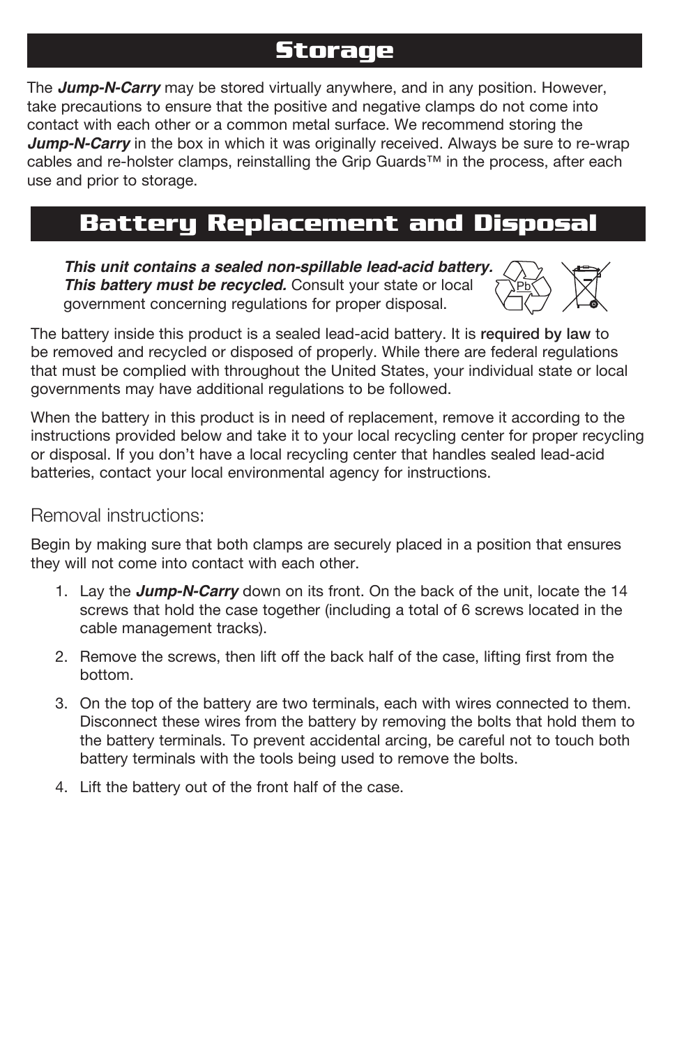## Storage

The ***Jump-N-Carry*** may be stored virtually anywhere, and in any position. However, take precautions to ensure that the positive and negative clamps do not come into contact with each other or a common metal surface. We recommend storing the ***Jump-N-Carry*** in the box in which it was originally received. Always be sure to re-wrap cables and re-holster clamps, reinstalling the Grip Guards™ in the process, after each use and prior to storage.

## Battery Replacement and Disposal

***This unit contains a sealed non-spillable lead-acid battery. This battery must be recycled.*** Consult your state or local government concerning regulations for proper disposal.

The battery inside this product is a sealed lead-acid battery. It is required by law to be removed and recycled or disposed of properly. While there are federal regulations that must be complied with throughout the United States, your individual state or local governments may have additional regulations to be followed.

When the battery in this product is in need of replacement, remove it according to the instructions provided below and take it to your local recycling center for proper recycling or disposal. If you don't have a local recycling center that handles sealed lead-acid batteries, contact your local environmental agency for instructions.

### Removal instructions:

Begin by making sure that both clamps are securely placed in a position that ensures they will not come into contact with each other.

1. Lay the ***Jump-N-Carry*** down on its front. On the back of the unit, locate the 14 screws that hold the case together (including a total of 6 screws located in the cable management tracks).
2. Remove the screws, then lift off the back half of the case, lifting first from the bottom.
3. On the top of the battery are two terminals, each with wires connected to them. Disconnect these wires from the battery by removing the bolts that hold them to the battery terminals. To prevent accidental arcing, be careful not to touch both battery terminals with the tools being used to remove the bolts.
4. Lift the battery out of the front half of the case.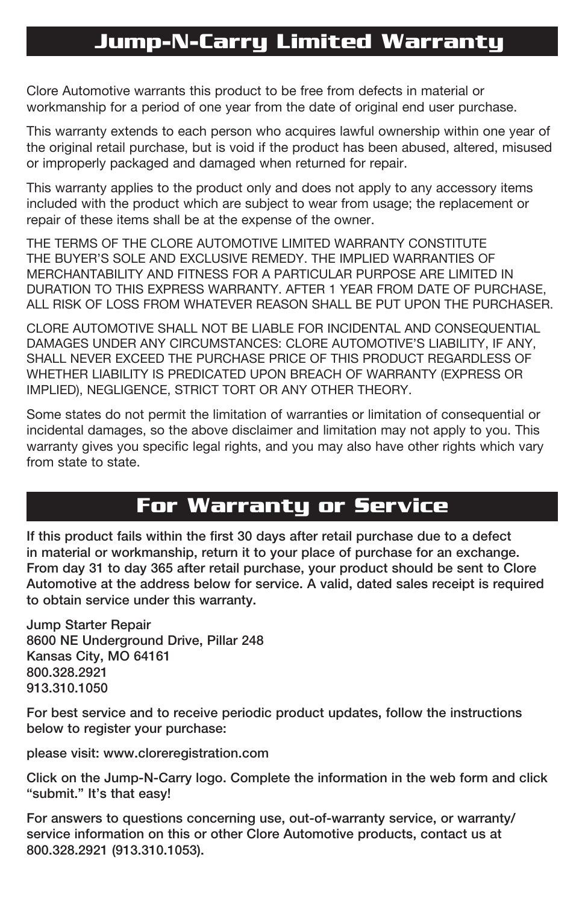## Jump-N-Carry Limited Warranty

Clore Automotive warrants this product to be free from defects in material or workmanship for a period of one year from the date of original end user purchase.

This warranty extends to each person who acquires lawful ownership within one year of the original retail purchase, but is void if the product has been abused, altered, misused or improperly packaged and damaged when returned for repair.

This warranty applies to the product only and does not apply to any accessory items included with the product which are subject to wear from usage; the replacement or repair of these items shall be at the expense of the owner.

THE TERMS OF THE CLORE AUTOMOTIVE LIMITED WARRANTY CONSTITUTE THE BUYER'S SOLE AND EXCLUSIVE REMEDY. THE IMPLIED WARRANTIES OF MERCHANTABILITY AND FITNESS FOR A PARTICULAR PURPOSE ARE LIMITED IN DURATION TO THIS EXPRESS WARRANTY. AFTER 1 YEAR FROM DATE OF PURCHASE, ALL RISK OF LOSS FROM WHATEVER REASON SHALL BE PUT UPON THE PURCHASER.

CLORE AUTOMOTIVE SHALL NOT BE LIABLE FOR INCIDENTAL AND CONSEQUENTIAL DAMAGES UNDER ANY CIRCUMSTANCES: CLORE AUTOMOTIVE'S LIABILITY, IF ANY, SHALL NEVER EXCEED THE PURCHASE PRICE OF THIS PRODUCT REGARDLESS OF WHETHER LIABILITY IS PREDICATED UPON BREACH OF WARRANTY (EXPRESS OR IMPLIED), NEGLIGENCE, STRICT TORT OR ANY OTHER THEORY.

Some states do not permit the limitation of warranties or limitation of consequential or incidental damages, so the above disclaimer and limitation may not apply to you. This warranty gives you specific legal rights, and you may also have other rights which vary from state to state.

## For Warranty or Service

**If this product fails within the first 30 days after retail purchase due to a defect in material or workmanship, return it to your place of purchase for an exchange. From day 31 to day 365 after retail purchase, your product should be sent to Clore Automotive at the address below for service. A valid, dated sales receipt is required to obtain service under this warranty.**

**Jump Starter Repair**
**8600 NE Underground Drive, Pillar 248**
**Kansas City, MO 64161**
**800.328.2921**
**913.310.1050**

**For best service and to receive periodic product updates, follow the instructions below to register your purchase:**

**please visit: www.cloreregistration.com**

**Click on the Jump-N-Carry logo. Complete the information in the web form and click "submit." It's that easy!**

**For answers to questions concerning use, out-of-warranty service, or warranty/service information on this or other Clore Automotive products, contact us at 800.328.2921 (913.310.1053).**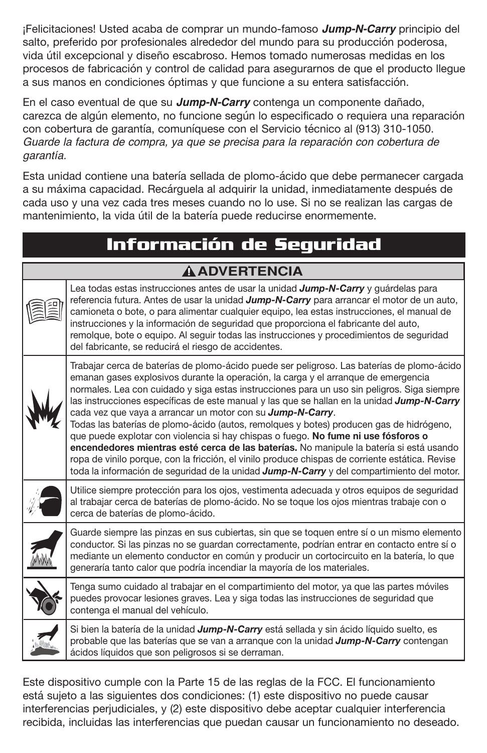¡Felicitaciones! Usted acaba de comprar un mundo-famoso ***Jump-N-Carry*** principio del salto, preferido por profesionales alrededor del mundo para su producción poderosa, vida útil excepcional y diseño escabroso. Hemos tomado numerosas medidas en los procesos de fabricación y control de calidad para asegurarnos de que el producto llegue a sus manos en condiciones óptimas y que funcione a su entera satisfacción.

En el caso eventual de que su ***Jump-N-Carry*** contenga un componente dañado, carezca de algún elemento, no funcione según lo especificado o requiera una reparación con cobertura de garantía, comuníquese con el Servicio técnico al (913) 310-1050. *Guarde la factura de compra, ya que se precisa para la reparación con cobertura de garantía.*

Esta unidad contiene una batería sellada de plomo-ácido que debe permanecer cargada a su máxima capacidad. Recárguela al adquirir la unidad, inmediatamente después de cada uso y una vez cada tres meses cuando no lo use. Si no se realizan las cargas de mantenimiento, la vida útil de la batería puede reducirse enormemente.

# Información de Seguridad

| ⚠ ADVERTENCIA | |
|---|---|
| | Lea todas estas instrucciones antes de usar la unidad ***Jump-N-Carry*** y guárdelas para referencia futura. Antes de usar la unidad ***Jump-N-Carry*** para arrancar el motor de un auto, camioneta o bote, o para alimentar cualquier equipo, lea estas instrucciones, el manual de instrucciones y la información de seguridad que proporciona el fabricante del auto, remolque, bote o equipo. Al seguir todas las instrucciones y procedimientos de seguridad del fabricante, se reducirá el riesgo de accidentes. |
| | Trabajar cerca de baterías de plomo-ácido puede ser peligroso. Las baterías de plomo-ácido emanan gases explosivos durante la operación, la carga y el arranque de emergencia normales. Lea con cuidado y siga estas instrucciones para un uso sin peligros. Siga siempre las instrucciones específicas de este manual y las que se hallan en la unidad ***Jump-N-Carry*** cada vez que vaya a arrancar un motor con su ***Jump-N-Carry***. Todas las baterías de plomo-ácido (autos, remolques y botes) producen gas de hidrógeno, que puede explotar con violencia si hay chispas o fuego. **No fume ni use fósforos o encendedores mientras esté cerca de las baterías.** No manipule la batería si está usando ropa de vinilo porque, con la fricción, el vinilo produce chispas de corriente estática. Revise toda la información de seguridad de la unidad ***Jump-N-Carry*** y del compartimiento del motor. |
| | Utilice siempre protección para los ojos, vestimenta adecuada y otros equipos de seguridad al trabajar cerca de baterías de plomo-ácido. No se toque los ojos mientras trabaje con o cerca de baterías de plomo-ácido. |
| | Guarde siempre las pinzas en sus cubiertas, sin que se toquen entre sí o un mismo elemento conductor. Si las pinzas no se guardan correctamente, podrían entrar en contacto entre sí o mediante un elemento conductor en común y producir un cortocircuito en la batería, lo que generaría tanto calor que podría incendiar la mayoría de los materiales. |
| | Tenga sumo cuidado al trabajar en el compartimiento del motor, ya que las partes móviles puedes provocar lesiones graves. Lea y siga todas las instrucciones de seguridad que contenga el manual del vehículo. |
| | Si bien la batería de la unidad ***Jump-N-Carry*** está sellada y sin ácido líquido suelto, es probable que las baterías que se van a arranque con la unidad ***Jump-N-Carry*** contengan ácidos líquidos que son peligrosos si se derraman. |

Este dispositivo cumple con la Parte 15 de las reglas de la FCC. El funcionamiento está sujeto a las siguientes dos condiciones: (1) este dispositivo no puede causar interferencias perjudiciales, y (2) este dispositivo debe aceptar cualquier interferencia recibida, incluidas las interferencias que puedan causar un funcionamiento no deseado.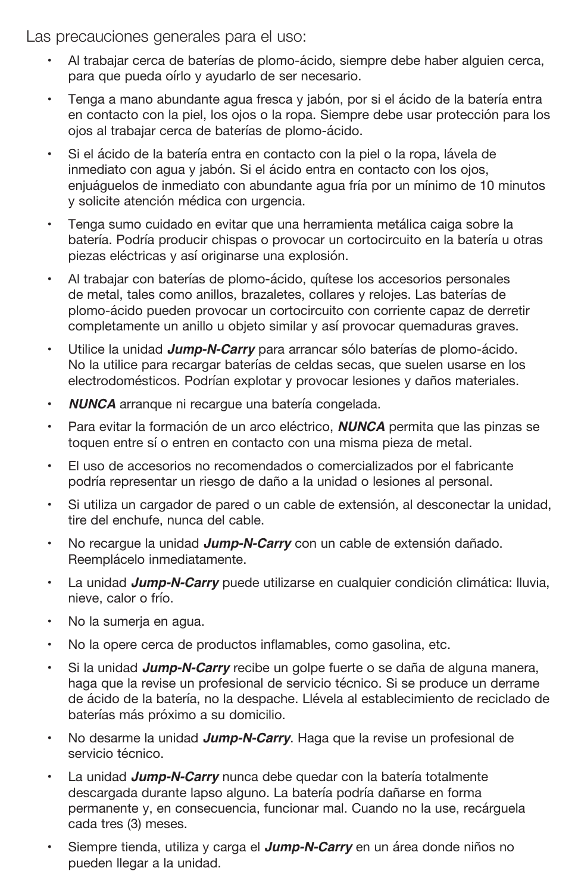Las precauciones generales para el uso:

- Al trabajar cerca de baterías de plomo-ácido, siempre debe haber alguien cerca, para que pueda oírlo y ayudarlo de ser necesario.
- Tenga a mano abundante agua fresca y jabón, por si el ácido de la batería entra en contacto con la piel, los ojos o la ropa. Siempre debe usar protección para los ojos al trabajar cerca de baterías de plomo-ácido.
- Si el ácido de la batería entra en contacto con la piel o la ropa, lávela de inmediato con agua y jabón. Si el ácido entra en contacto con los ojos, enjuáguelos de inmediato con abundante agua fría por un mínimo de 10 minutos y solicite atención médica con urgencia.
- Tenga sumo cuidado en evitar que una herramienta metálica caiga sobre la batería. Podría producir chispas o provocar un cortocircuito en la batería u otras piezas eléctricas y así originarse una explosión.
- Al trabajar con baterías de plomo-ácido, quítese los accesorios personales de metal, tales como anillos, brazaletes, collares y relojes. Las baterías de plomo-ácido pueden provocar un cortocircuito con corriente capaz de derretir completamente un anillo u objeto similar y así provocar quemaduras graves.
- Utilice la unidad ***Jump-N-Carry*** para arrancar sólo baterías de plomo-ácido. No la utilice para recargar baterías de celdas secas, que suelen usarse en los electrodomésticos. Podrían explotar y provocar lesiones y daños materiales.
- ***NUNCA*** arranque ni recargue una batería congelada.
- Para evitar la formación de un arco eléctrico, ***NUNCA*** permita que las pinzas se toquen entre sí o entren en contacto con una misma pieza de metal.
- El uso de accesorios no recomendados o comercializados por el fabricante podría representar un riesgo de daño a la unidad o lesiones al personal.
- Si utiliza un cargador de pared o un cable de extensión, al desconectar la unidad, tire del enchufe, nunca del cable.
- No recargue la unidad ***Jump-N-Carry*** con un cable de extensión dañado. Reemplácelo inmediatamente.
- La unidad ***Jump-N-Carry*** puede utilizarse en cualquier condición climática: lluvia, nieve, calor o frío.
- No la sumerja en agua.
- No la opere cerca de productos inflamables, como gasolina, etc.
- Si la unidad ***Jump-N-Carry*** recibe un golpe fuerte o se daña de alguna manera, haga que la revise un profesional de servicio técnico. Si se produce un derrame de ácido de la batería, no la despache. Llévela al establecimiento de reciclado de baterías más próximo a su domicilio.
- No desarme la unidad ***Jump-N-Carry***. Haga que la revise un profesional de servicio técnico.
- La unidad ***Jump-N-Carry*** nunca debe quedar con la batería totalmente descargada durante lapso alguno. La batería podría dañarse en forma permanente y, en consecuencia, funcionar mal. Cuando no la use, recárguela cada tres (3) meses.
- Siempre tienda, utiliza y carga el ***Jump-N-Carry*** en un área donde niños no pueden llegar a la unidad.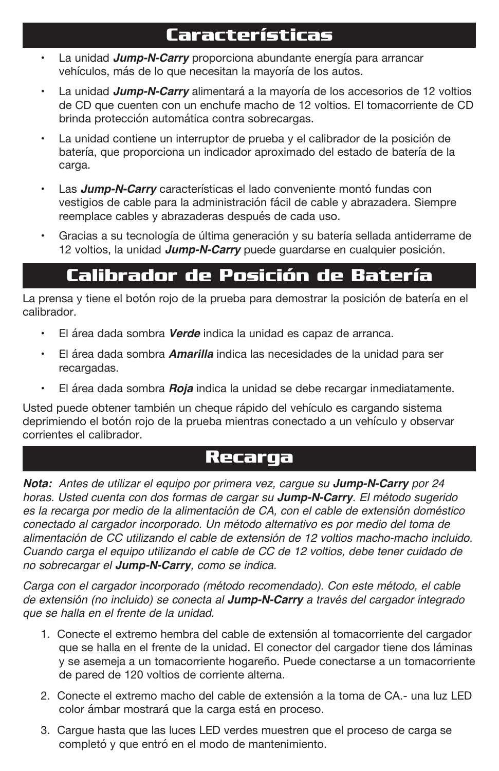# Características

- La unidad ***Jump-N-Carry*** proporciona abundante energía para arrancar vehículos, más de lo que necesitan la mayoría de los autos.
- La unidad ***Jump-N-Carry*** alimentará a la mayoría de los accesorios de 12 voltios de CD que cuenten con un enchufe macho de 12 voltios. El tomacorriente de CD brinda protección automática contra sobrecargas.
- La unidad contiene un interruptor de prueba y el calibrador de la posición de batería, que proporciona un indicador aproximado del estado de batería de la carga.
- Las ***Jump-N-Carry*** características el lado conveniente montó fundas con vestigios de cable para la administración fácil de cable y abrazadera. Siempre reemplace cables y abrazaderas después de cada uso.
- Gracias a su tecnología de última generación y su batería sellada antiderrame de 12 voltios, la unidad ***Jump-N-Carry*** puede guardarse en cualquier posición.

# Calibrador de Posición de Batería

La prensa y tiene el botón rojo de la prueba para demostrar la posición de batería en el calibrador.

- El área dada sombra ***Verde*** indica la unidad es capaz de arranca.
- El área dada sombra ***Amarilla*** indica las necesidades de la unidad para ser recargadas.
- El área dada sombra ***Roja*** indica la unidad se debe recargar inmediatamente.

Usted puede obtener también un cheque rápido del vehículo es cargando sistema deprimiendo el botón rojo de la prueba mientras conectado a un vehículo y observar corrientes el calibrador.

# Recarga

***Nota:*** *Antes de utilizar el equipo por primera vez, cargue su **Jump-N-Carry** por 24 horas. Usted cuenta con dos formas de cargar su **Jump-N-Carry**. El método sugerido es la recarga por medio de la alimentación de CA, con el cable de extensión doméstico conectado al cargador incorporado. Un método alternativo es por medio del toma de alimentación de CC utilizando el cable de extensión de 12 voltios macho-macho incluido. Cuando carga el equipo utilizando el cable de CC de 12 voltios, debe tener cuidado de no sobrecargar el **Jump-N-Carry**, como se indica.*

*Carga con el cargador incorporado (método recomendado). Con este método, el cable de extensión (no incluido) se conecta al **Jump-N-Carry** a través del cargador integrado que se halla en el frente de la unidad.*

1. Conecte el extremo hembra del cable de extensión al tomacorriente del cargador que se halla en el frente de la unidad. El conector del cargador tiene dos láminas y se asemeja a un tomacorriente hogareño. Puede conectarse a un tomacorriente de pared de 120 voltios de corriente alterna.
2. Conecte el extremo macho del cable de extensión a la toma de CA.- una luz LED color ámbar mostrará que la carga está en proceso.
3. Cargue hasta que las luces LED verdes muestren que el proceso de carga se completó y que entró en el modo de mantenimiento.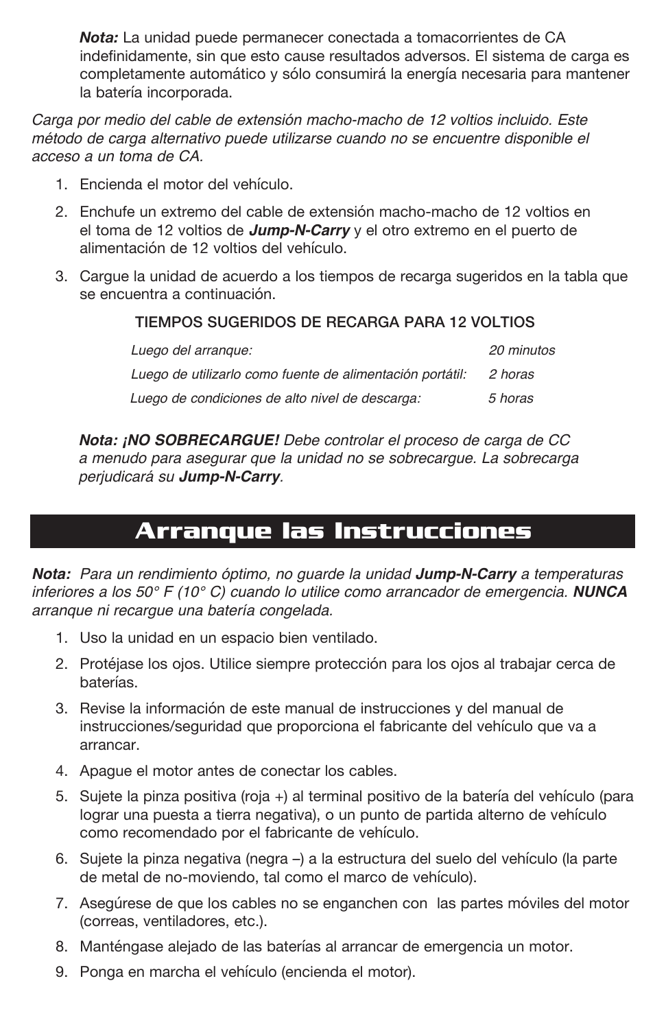***Nota:*** La unidad puede permanecer conectada a tomacorrientes de CA indefinidamente, sin que esto cause resultados adversos. El sistema de carga es completamente automático y sólo consumirá la energía necesaria para mantener la batería incorporada.

*Carga por medio del cable de extensión macho-macho de 12 voltios incluido. Este método de carga alternativo puede utilizarse cuando no se encuentre disponible el acceso a un toma de CA.*

1. Encienda el motor del vehículo.
2. Enchufe un extremo del cable de extensión macho-macho de 12 voltios en el toma de 12 voltios de ***Jump-N-Carry*** y el otro extremo en el puerto de alimentación de 12 voltios del vehículo.
3. Cargue la unidad de acuerdo a los tiempos de recarga sugeridos en la tabla que se encuentra a continuación.

TIEMPOS SUGERIDOS DE RECARGA PARA 12 VOLTIOS

| | |
|---|---|
| *Luego del arranque:* | *20 minutos* |
| *Luego de utilizarlo como fuente de alimentación portátil:* | *2 horas* |
| *Luego de condiciones de alto nivel de descarga:* | *5 horas* |

***Nota: ¡NO SOBRECARGUE!*** *Debe controlar el proceso de carga de CC a menudo para asegurar que la unidad no se sobrecargue. La sobrecarga perjudicará su* ***Jump-N-Carry****.*

# Arranque las Instrucciones

***Nota:*** *Para un rendimiento óptimo, no guarde la unidad* ***Jump-N-Carry*** *a temperaturas inferiores a los 50° F (10° C) cuando lo utilice como arrancador de emergencia.* ***NUNCA*** *arranque ni recargue una batería congelada.*

1. Uso la unidad en un espacio bien ventilado.
2. Protéjase los ojos. Utilice siempre protección para los ojos al trabajar cerca de baterías.
3. Revise la información de este manual de instrucciones y del manual de instrucciones/seguridad que proporciona el fabricante del vehículo que va a arrancar.
4. Apague el motor antes de conectar los cables.
5. Sujete la pinza positiva (roja +) al terminal positivo de la batería del vehículo (para lograr una puesta a tierra negativa), o un punto de partida alterno de vehículo como recomendado por el fabricante de vehículo.
6. Sujete la pinza negativa (negra –) a la estructura del suelo del vehículo (la parte de metal de no-moviendo, tal como el marco de vehículo).
7. Asegúrese de que los cables no se enganchen con las partes móviles del motor (correas, ventiladores, etc.).
8. Manténgase alejado de las baterías al arrancar de emergencia un motor.
9. Ponga en marcha el vehículo (encienda el motor).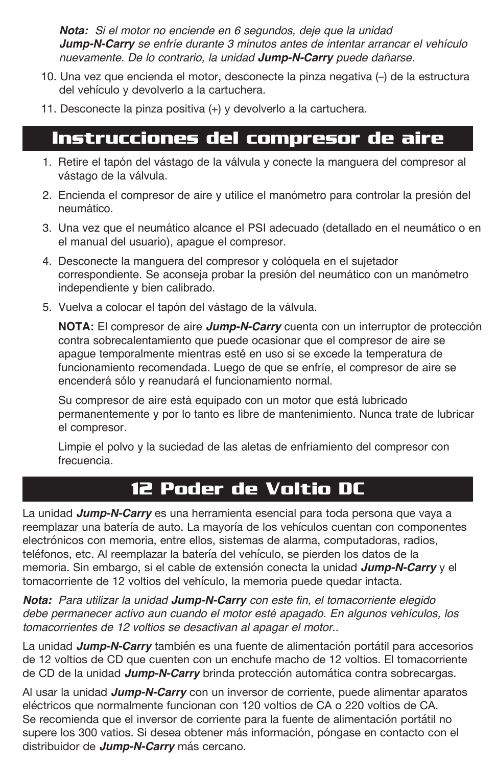***Nota:*** *Si el motor no enciende en 6 segundos, deje que la unidad* ***Jump-N-Carry*** *se enfríe durante 3 minutos antes de intentar arrancar el vehículo nuevamente. De lo contrario, la unidad* ***Jump-N-Carry*** *puede dañarse.*

10. Una vez que encienda el motor, desconecte la pinza negativa (–) de la estructura del vehículo y devolverlo a la cartuchera.
11. Desconecte la pinza positiva (+) y devolverlo a la cartuchera.

## Instrucciones del compresor de aire

1. Retire el tapón del vástago de la válvula y conecte la manguera del compresor al vástago de la válvula.
2. Encienda el compresor de aire y utilice el manómetro para controlar la presión del neumático.
3. Una vez que el neumático alcance el PSI adecuado (detallado en el neumático o en el manual del usuario), apague el compresor.
4. Desconecte la manguera del compresor y colóquela en el sujetador correspondiente. Se aconseja probar la presión del neumático con un manómetro independiente y bien calibrado.
5. Vuelva a colocar el tapón del vástago de la válvula.

   **NOTA:** El compresor de aire ***Jump-N-Carry*** cuenta con un interruptor de protección contra sobrecalentamiento que puede ocasionar que el compresor de aire se apague temporalmente mientras esté en uso si se excede la temperatura de funcionamiento recomendada. Luego de que se enfríe, el compresor de aire se encenderá sólo y reanudará el funcionamiento normal.

   Su compresor de aire está equipado con un motor que está lubricado permanentemente y por lo tanto es libre de mantenimiento. Nunca trate de lubricar el compresor.

   Limpie el polvo y la suciedad de las aletas de enfriamiento del compresor con frecuencia.

## 12 Poder de Voltio DC

La unidad ***Jump-N-Carry*** es una herramienta esencial para toda persona que vaya a reemplazar una batería de auto. La mayoría de los vehículos cuentan con componentes electrónicos con memoria, entre ellos, sistemas de alarma, computadoras, radios, teléfonos, etc. Al reemplazar la batería del vehículo, se pierden los datos de la memoria. Sin embargo, si el cable de extensión conecta la unidad ***Jump-N-Carry*** y el tomacorriente de 12 voltios del vehículo, la memoria puede quedar intacta.

***Nota:*** *Para utilizar la unidad* ***Jump-N-Carry*** *con este fin, el tomacorriente elegido debe permanecer activo aun cuando el motor esté apagado. En algunos vehículos, los tomacorrientes de 12 voltios se desactivan al apagar el motor..*

La unidad ***Jump-N-Carry*** también es una fuente de alimentación portátil para accesorios de 12 voltios de CD que cuenten con un enchufe macho de 12 voltios. El tomacorriente de CD de la unidad ***Jump-N-Carry*** brinda protección automática contra sobrecargas.

Al usar la unidad ***Jump-N-Carry*** con un inversor de corriente, puede alimentar aparatos eléctricos que normalmente funcionan con 120 voltios de CA o 220 voltios de CA. Se recomienda que el inversor de corriente para la fuente de alimentación portátil no supere los 300 vatios. Si desea obtener más información, póngase en contacto con el distribuidor de ***Jump-N-Carry*** más cercano.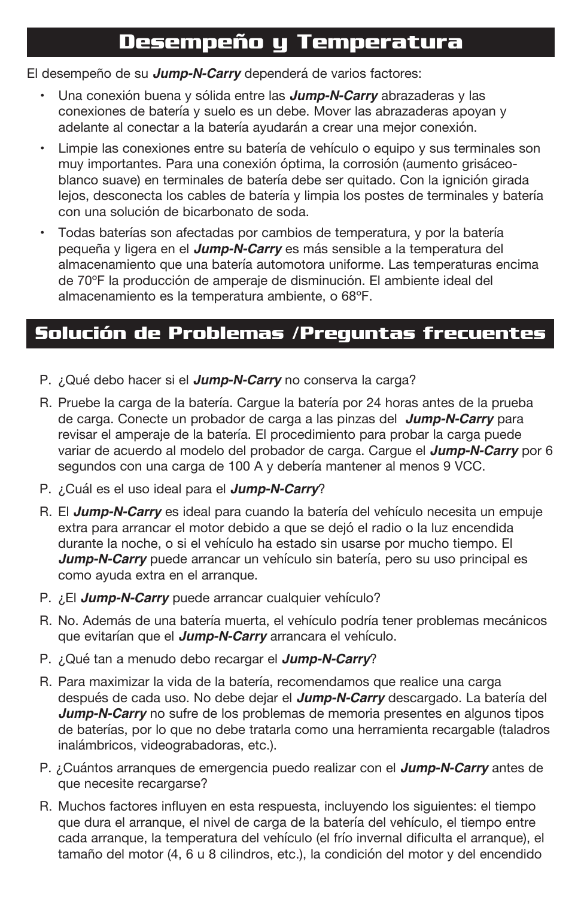# Desempeño y Temperatura

El desempeño de su ***Jump-N-Carry*** dependerá de varios factores:

- Una conexión buena y sólida entre las ***Jump-N-Carry*** abrazaderas y las conexiones de batería y suelo es un debe. Mover las abrazaderas apoyan y adelante al conectar a la batería ayudarán a crear una mejor conexión.
- Limpie las conexiones entre su batería de vehículo o equipo y sus terminales son muy importantes. Para una conexión óptima, la corrosión (aumento grisáceo-blanco suave) en terminales de batería debe ser quitado. Con la ignición girada lejos, desconecta los cables de batería y limpia los postes de terminales y batería con una solución de bicarbonato de soda.
- Todas baterías son afectadas por cambios de temperatura, y por la batería pequeña y ligera en el ***Jump-N-Carry*** es más sensible a la temperatura del almacenamiento que una batería automotora uniforme. Las temperaturas encima de 70ºF la producción de amperaje de disminución. El ambiente ideal del almacenamiento es la temperatura ambiente, o 68ºF.

# Solución de Problemas /Preguntas frecuentes

P. ¿Qué debo hacer si el ***Jump-N-Carry*** no conserva la carga?

R. Pruebe la carga de la batería. Cargue la batería por 24 horas antes de la prueba de carga. Conecte un probador de carga a las pinzas del ***Jump-N-Carry*** para revisar el amperaje de la batería. El procedimiento para probar la carga puede variar de acuerdo al modelo del probador de carga. Cargue el ***Jump-N-Carry*** por 6 segundos con una carga de 100 A y debería mantener al menos 9 VCC.

P. ¿Cuál es el uso ideal para el ***Jump-N-Carry***?

R. El ***Jump-N-Carry*** es ideal para cuando la batería del vehículo necesita un empuje extra para arrancar el motor debido a que se dejó el radio o la luz encendida durante la noche, o si el vehículo ha estado sin usarse por mucho tiempo. El ***Jump-N-Carry*** puede arrancar un vehículo sin batería, pero su uso principal es como ayuda extra en el arranque.

P. ¿El ***Jump-N-Carry*** puede arrancar cualquier vehículo?

R. No. Además de una batería muerta, el vehículo podría tener problemas mecánicos que evitarían que el ***Jump-N-Carry*** arrancara el vehículo.

P. ¿Qué tan a menudo debo recargar el ***Jump-N-Carry***?

R. Para maximizar la vida de la batería, recomendamos que realice una carga después de cada uso. No debe dejar el ***Jump-N-Carry*** descargado. La batería del ***Jump-N-Carry*** no sufre de los problemas de memoria presentes en algunos tipos de baterías, por lo que no debe tratarla como una herramienta recargable (taladros inalámbricos, videograbadoras, etc.).

P. ¿Cuántos arranques de emergencia puedo realizar con el ***Jump-N-Carry*** antes de que necesite recargarse?

R. Muchos factores influyen en esta respuesta, incluyendo los siguientes: el tiempo que dura el arranque, el nivel de carga de la batería del vehículo, el tiempo entre cada arranque, la temperatura del vehículo (el frío invernal dificulta el arranque), el tamaño del motor (4, 6 u 8 cilindros, etc.), la condición del motor y del encendido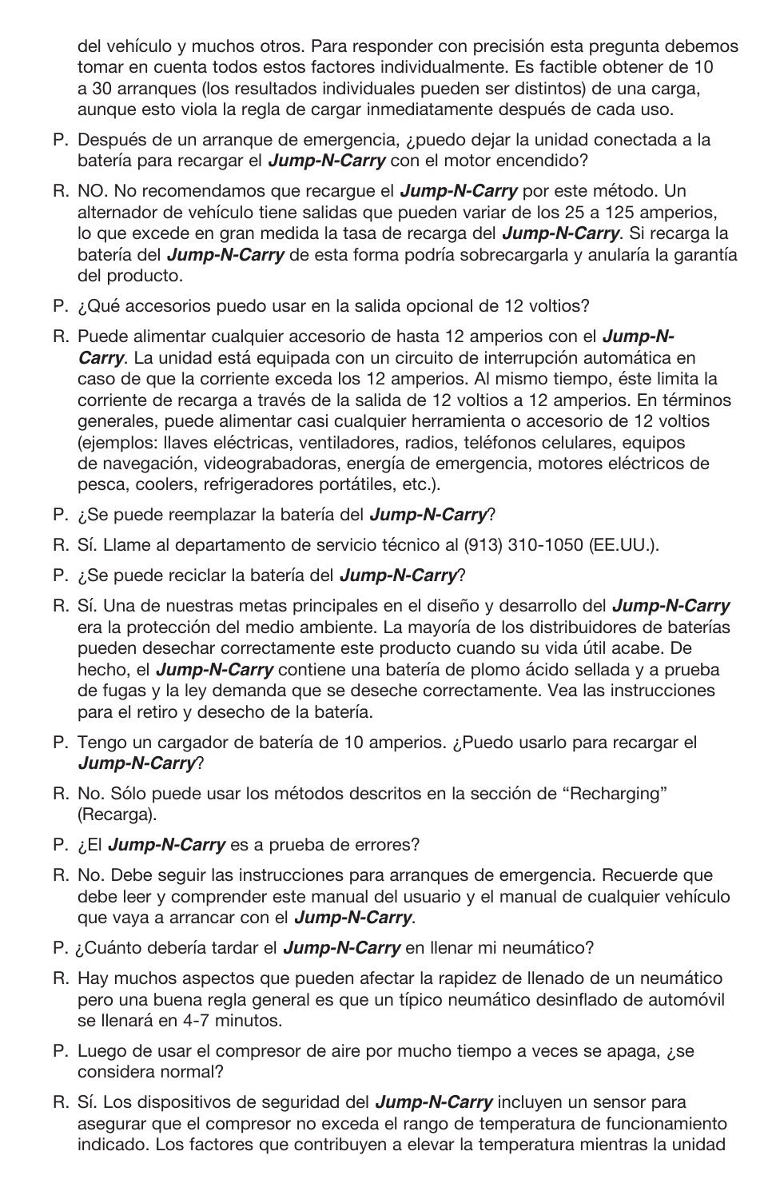del vehículo y muchos otros. Para responder con precisión esta pregunta debemos tomar en cuenta todos estos factores individualmente. Es factible obtener de 10 a 30 arranques (los resultados individuales pueden ser distintos) de una carga, aunque esto viola la regla de cargar inmediatamente después de cada uso.

P. Después de un arranque de emergencia, ¿puedo dejar la unidad conectada a la batería para recargar el ***Jump-N-Carry*** con el motor encendido?

R. NO. No recomendamos que recargue el ***Jump-N-Carry*** por este método. Un alternador de vehículo tiene salidas que pueden variar de los 25 a 125 amperios, lo que excede en gran medida la tasa de recarga del ***Jump-N-Carry***. Si recarga la batería del ***Jump-N-Carry*** de esta forma podría sobrecargarla y anularía la garantía del producto.

P. ¿Qué accesorios puedo usar en la salida opcional de 12 voltios?

R. Puede alimentar cualquier accesorio de hasta 12 amperios con el ***Jump-N-Carry***. La unidad está equipada con un circuito de interrupción automática en caso de que la corriente exceda los 12 amperios. Al mismo tiempo, éste limita la corriente de recarga a través de la salida de 12 voltios a 12 amperios. En términos generales, puede alimentar casi cualquier herramienta o accesorio de 12 voltios (ejemplos: llaves eléctricas, ventiladores, radios, teléfonos celulares, equipos de navegación, videograbadoras, energía de emergencia, motores eléctricos de pesca, coolers, refrigeradores portátiles, etc.).

P. ¿Se puede reemplazar la batería del ***Jump-N-Carry***?

R. Sí. Llame al departamento de servicio técnico al (913) 310-1050 (EE.UU.).

P. ¿Se puede reciclar la batería del ***Jump-N-Carry***?

R. Sí. Una de nuestras metas principales en el diseño y desarrollo del ***Jump-N-Carry*** era la protección del medio ambiente. La mayoría de los distribuidores de baterías pueden desechar correctamente este producto cuando su vida útil acabe. De hecho, el ***Jump-N-Carry*** contiene una batería de plomo ácido sellada y a prueba de fugas y la ley demanda que se deseche correctamente. Vea las instrucciones para el retiro y desecho de la batería.

P. Tengo un cargador de batería de 10 amperios. ¿Puedo usarlo para recargar el ***Jump-N-Carry***?

R. No. Sólo puede usar los métodos descritos en la sección de “Recharging” (Recarga).

P. ¿El ***Jump-N-Carry*** es a prueba de errores?

R. No. Debe seguir las instrucciones para arranques de emergencia. Recuerde que debe leer y comprender este manual del usuario y el manual de cualquier vehículo que vaya a arrancar con el ***Jump-N-Carry***.

P. ¿Cuánto debería tardar el ***Jump-N-Carry*** en llenar mi neumático?

R. Hay muchos aspectos que pueden afectar la rapidez de llenado de un neumático pero una buena regla general es que un típico neumático desinflado de automóvil se llenará en 4-7 minutos.

P. Luego de usar el compresor de aire por mucho tiempo a veces se apaga, ¿se considera normal?

R. Sí. Los dispositivos de seguridad del ***Jump-N-Carry*** incluyen un sensor para asegurar que el compresor no exceda el rango de temperatura de funcionamiento indicado. Los factores que contribuyen a elevar la temperatura mientras la unidad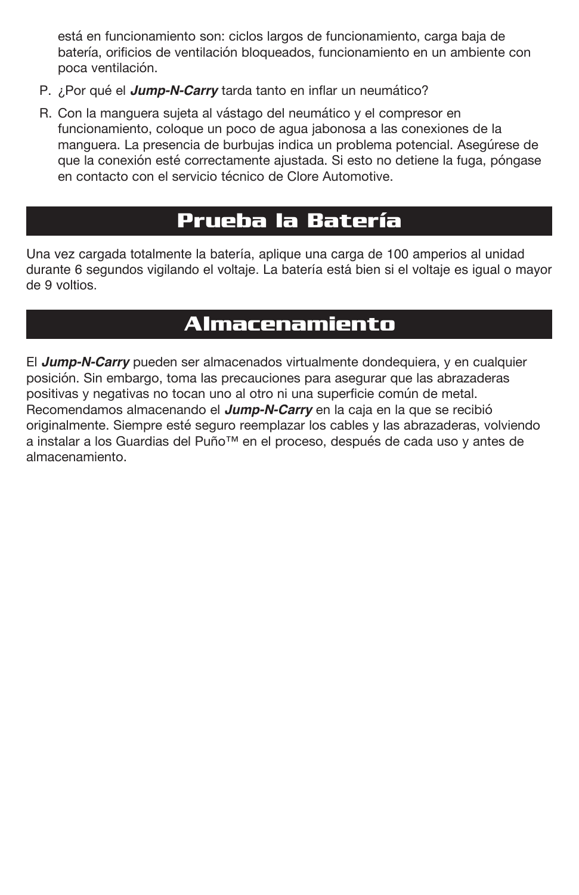está en funcionamiento son: ciclos largos de funcionamiento, carga baja de batería, orificios de ventilación bloqueados, funcionamiento en un ambiente con poca ventilación.

P. ¿Por qué el ***Jump-N-Carry*** tarda tanto en inflar un neumático?

R. Con la manguera sujeta al vástago del neumático y el compresor en funcionamiento, coloque un poco de agua jabonosa a las conexiones de la manguera. La presencia de burbujas indica un problema potencial. Asegúrese de que la conexión esté correctamente ajustada. Si esto no detiene la fuga, póngase en contacto con el servicio técnico de Clore Automotive.

## Prueba la Batería

Una vez cargada totalmente la batería, aplique una carga de 100 amperios al unidad durante 6 segundos vigilando el voltaje. La batería está bien si el voltaje es igual o mayor de 9 voltios.

## Almacenamiento

El ***Jump-N-Carry*** pueden ser almacenados virtualmente dondequiera, y en cualquier posición. Sin embargo, toma las precauciones para asegurar que las abrazaderas positivas y negativas no tocan uno al otro ni una superficie común de metal. Recomendamos almacenando el ***Jump-N-Carry*** en la caja en la que se recibió originalmente. Siempre esté seguro reemplazar los cables y las abrazaderas, volviendo a instalar a los Guardias del Puño™ en el proceso, después de cada uso y antes de almacenamiento.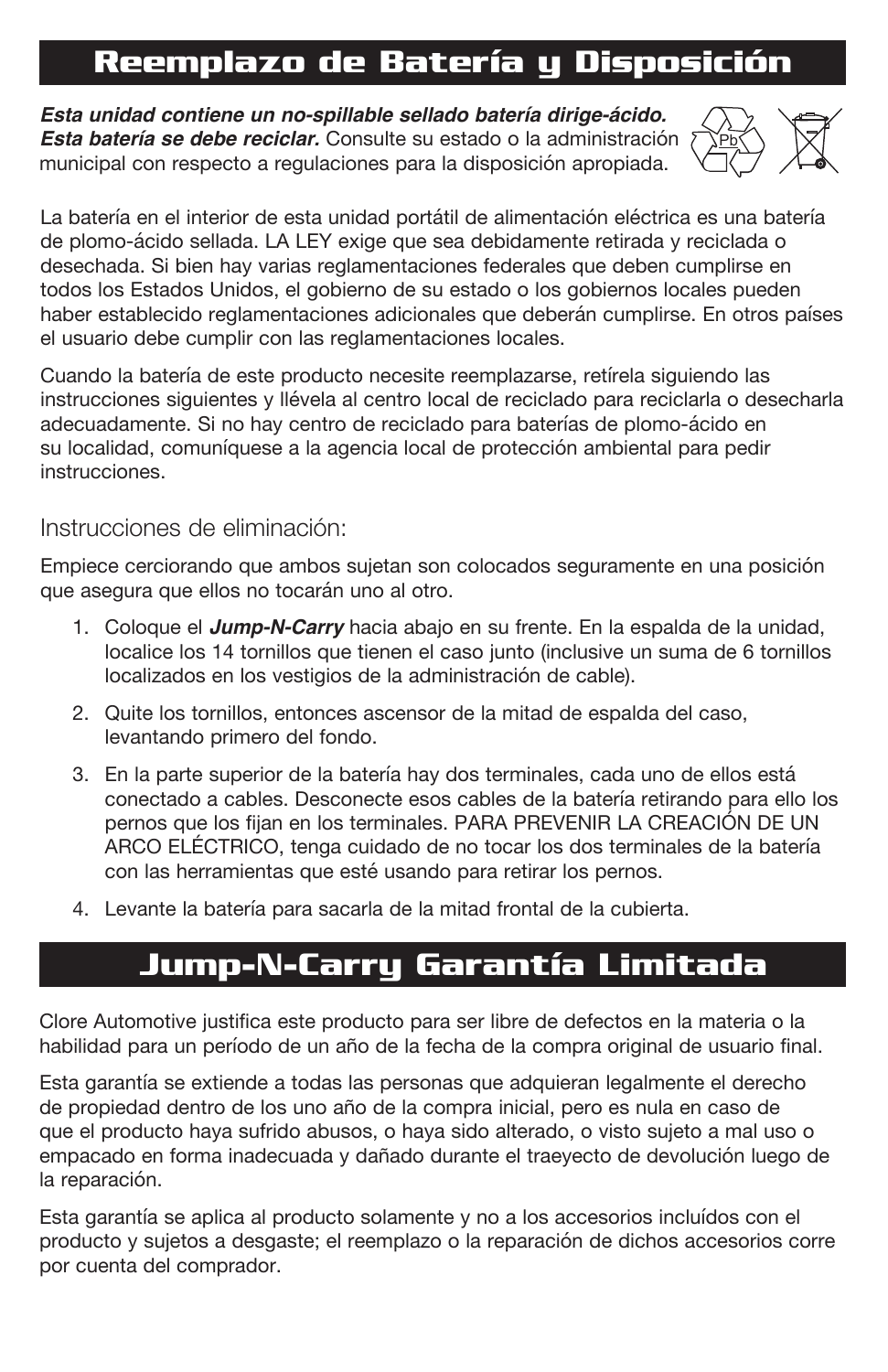## Reemplazo de Batería y Disposición

***Esta unidad contiene un no-spillable sellado batería dirige-ácido. Esta batería se debe reciclar.*** Consulte su estado o la administración municipal con respecto a regulaciones para la disposición apropiada.

La batería en el interior de esta unidad portátil de alimentación eléctrica es una batería de plomo-ácido sellada. LA LEY exige que sea debidamente retirada y reciclada o desechada. Si bien hay varias reglamentaciones federales que deben cumplirse en todos los Estados Unidos, el gobierno de su estado o los gobiernos locales pueden haber establecido reglamentaciones adicionales que deberán cumplirse. En otros países el usuario debe cumplir con las reglamentaciones locales.

Cuando la batería de este producto necesite reemplazarse, retírela siguiendo las instrucciones siguientes y llévela al centro local de reciclado para reciclarla o desecharla adecuadamente. Si no hay centro de reciclado para baterías de plomo-ácido en su localidad, comuníquese a la agencia local de protección ambiental para pedir instrucciones.

### Instrucciones de eliminación:

Empiece cerciorando que ambos sujetan son colocados seguramente en una posición que asegura que ellos no tocarán uno al otro.

1. Coloque el ***Jump-N-Carry*** hacia abajo en su frente. En la espalda de la unidad, localice los 14 tornillos que tienen el caso junto (inclusive un suma de 6 tornillos localizados en los vestigios de la administración de cable).
2. Quite los tornillos, entonces ascensor de la mitad de espalda del caso, levantando primero del fondo.
3. En la parte superior de la batería hay dos terminales, cada uno de ellos está conectado a cables. Desconecte esos cables de la batería retirando para ello los pernos que los fijan en los terminales. PARA PREVENIR LA CREACIÓN DE UN ARCO ELÉCTRICO, tenga cuidado de no tocar los dos terminales de la batería con las herramientas que esté usando para retirar los pernos.
4. Levante la batería para sacarla de la mitad frontal de la cubierta.

## Jump-N-Carry Garantía Limitada

Clore Automotive justifica este producto para ser libre de defectos en la materia o la habilidad para un período de un año de la fecha de la compra original de usuario final.

Esta garantía se extiende a todas las personas que adquieran legalmente el derecho de propiedad dentro de los uno año de la compra inicial, pero es nula en caso de que el producto haya sufrido abusos, o haya sido alterado, o visto sujeto a mal uso o empacado en forma inadecuada y dañado durante el traeyecto de devolución luego de la reparación.

Esta garantía se aplica al producto solamente y no a los accesorios incluídos con el producto y sujetos a desgaste; el reemplazo o la reparación de dichos accesorios corre por cuenta del comprador.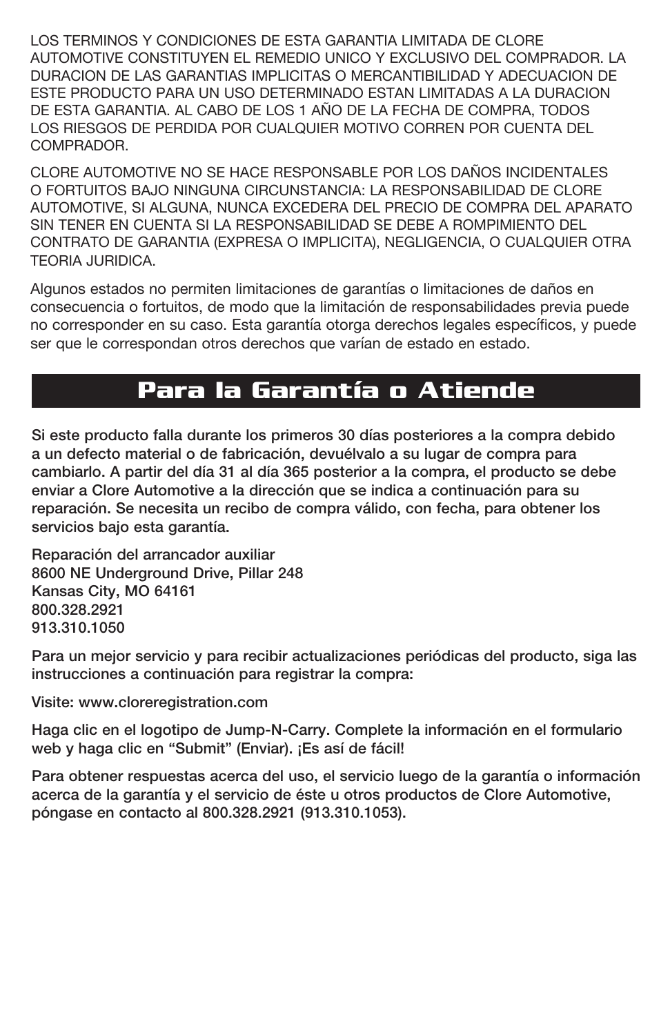LOS TERMINOS Y CONDICIONES DE ESTA GARANTIA LIMITADA DE CLORE AUTOMOTIVE CONSTITUYEN EL REMEDIO UNICO Y EXCLUSIVO DEL COMPRADOR. LA DURACION DE LAS GARANTIAS IMPLICITAS O MERCANTIBILIDAD Y ADECUACION DE ESTE PRODUCTO PARA UN USO DETERMINADO ESTAN LIMITADAS A LA DURACION DE ESTA GARANTIA. AL CABO DE LOS 1 AÑO DE LA FECHA DE COMPRA, TODOS LOS RIESGOS DE PERDIDA POR CUALQUIER MOTIVO CORREN POR CUENTA DEL COMPRADOR.

CLORE AUTOMOTIVE NO SE HACE RESPONSABLE POR LOS DAÑOS INCIDENTALES O FORTUITOS BAJO NINGUNA CIRCUNSTANCIA: LA RESPONSABILIDAD DE CLORE AUTOMOTIVE, SI ALGUNA, NUNCA EXCEDERA DEL PRECIO DE COMPRA DEL APARATO SIN TENER EN CUENTA SI LA RESPONSABILIDAD SE DEBE A ROMPIMIENTO DEL CONTRATO DE GARANTIA (EXPRESA O IMPLICITA), NEGLIGENCIA, O CUALQUIER OTRA TEORIA JURIDICA.

Algunos estados no permiten limitaciones de garantías o limitaciones de daños en consecuencia o fortuitos, de modo que la limitación de responsabilidades previa puede no corresponder en su caso. Esta garantía otorga derechos legales específicos, y puede ser que le correspondan otros derechos que varían de estado en estado.

## Para la Garantía o Atiende

**Si este producto falla durante los primeros 30 días posteriores a la compra debido a un defecto material o de fabricación, devuélvalo a su lugar de compra para cambiarlo. A partir del día 31 al día 365 posterior a la compra, el producto se debe enviar a Clore Automotive a la dirección que se indica a continuación para su reparación. Se necesita un recibo de compra válido, con fecha, para obtener los servicios bajo esta garantía.**

**Reparación del arrancador auxiliar**
**8600 NE Underground Drive, Pillar 248**
**Kansas City, MO 64161**
**800.328.2921**
**913.310.1050**

**Para un mejor servicio y para recibir actualizaciones periódicas del producto, siga las instrucciones a continuación para registrar la compra:**

**Visite: www.cloreregistration.com**

**Haga clic en el logotipo de Jump-N-Carry. Complete la información en el formulario web y haga clic en "Submit" (Enviar). ¡Es así de fácil!**

**Para obtener respuestas acerca del uso, el servicio luego de la garantía o información acerca de la garantía y el servicio de éste u otros productos de Clore Automotive, póngase en contacto al 800.328.2921 (913.310.1053).**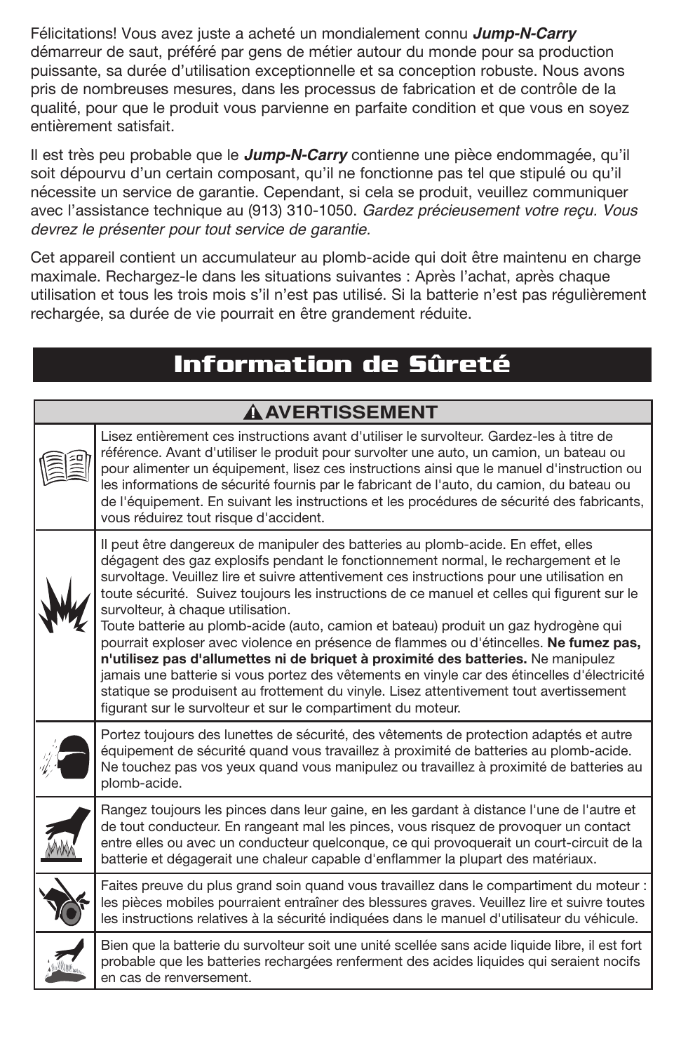Félicitations! Vous avez juste a acheté un mondialement connu ***Jump-N-Carry*** démarreur de saut, préféré par gens de métier autour du monde pour sa production puissante, sa durée d'utilisation exceptionnelle et sa conception robuste. Nous avons pris de nombreuses mesures, dans les processus de fabrication et de contrôle de la qualité, pour que le produit vous parvienne en parfaite condition et que vous en soyez entièrement satisfait.

Il est très peu probable que le ***Jump-N-Carry*** contienne une pièce endommagée, qu'il soit dépourvu d'un certain composant, qu'il ne fonctionne pas tel que stipulé ou qu'il nécessite un service de garantie. Cependant, si cela se produit, veuillez communiquer avec l'assistance technique au (913) 310-1050. *Gardez précieusement votre reçu. Vous devrez le présenter pour tout service de garantie.*

Cet appareil contient un accumulateur au plomb-acide qui doit être maintenu en charge maximale. Rechargez-le dans les situations suivantes : Après l'achat, après chaque utilisation et tous les trois mois s'il n'est pas utilisé. Si la batterie n'est pas régulièrement rechargée, sa durée de vie pourrait en être grandement réduite.

# Information de Sûreté

| ⚠ AVERTISSEMENT | |
|---|---|
| | Lisez entièrement ces instructions avant d'utiliser le survolteur. Gardez-les à titre de référence. Avant d'utiliser le produit pour survolter une auto, un camion, un bateau ou pour alimenter un équipement, lisez ces instructions ainsi que le manuel d'instruction ou les informations de sécurité fournis par le fabricant de l'auto, du camion, du bateau ou de l'équipement. En suivant les instructions et les procédures de sécurité des fabricants, vous réduirez tout risque d'accident. |
| | Il peut être dangereux de manipuler des batteries au plomb-acide. En effet, elles dégagent des gaz explosifs pendant le fonctionnement normal, le rechargement et le survoltage. Veuillez lire et suivre attentivement ces instructions pour une utilisation en toute sécurité. Suivez toujours les instructions de ce manuel et celles qui figurent sur le survolteur, à chaque utilisation.<br>Toute batterie au plomb-acide (auto, camion et bateau) produit un gaz hydrogène qui pourrait exploser avec violence en présence de flammes ou d'étincelles. **Ne fumez pas, n'utilisez pas d'allumettes ni de briquet à proximité des batteries.** Ne manipulez jamais une batterie si vous portez des vêtements en vinyle car des étincelles d'électricité statique se produisent au frottement du vinyle. Lisez attentivement tout avertissement figurant sur le survolteur et sur le compartiment du moteur. |
| | Portez toujours des lunettes de sécurité, des vêtements de protection adaptés et autre équipement de sécurité quand vous travaillez à proximité de batteries au plomb-acide. Ne touchez pas vos yeux quand vous manipulez ou travaillez à proximité de batteries au plomb-acide. |
| | Rangez toujours les pinces dans leur gaine, en les gardant à distance l'une de l'autre et de tout conducteur. En rangeant mal les pinces, vous risquez de provoquer un contact entre elles ou avec un conducteur quelconque, ce qui provoquerait un court-circuit de la batterie et dégagerait une chaleur capable d'enflammer la plupart des matériaux. |
| | Faites preuve du plus grand soin quand vous travaillez dans le compartiment du moteur : les pièces mobiles pourraient entraîner des blessures graves. Veuillez lire et suivre toutes les instructions relatives à la sécurité indiquées dans le manuel d'utilisateur du véhicule. |
| | Bien que la batterie du survolteur soit une unité scellée sans acide liquide libre, il est fort probable que les batteries rechargées renferment des acides liquides qui seraient nocifs en cas de renversement. |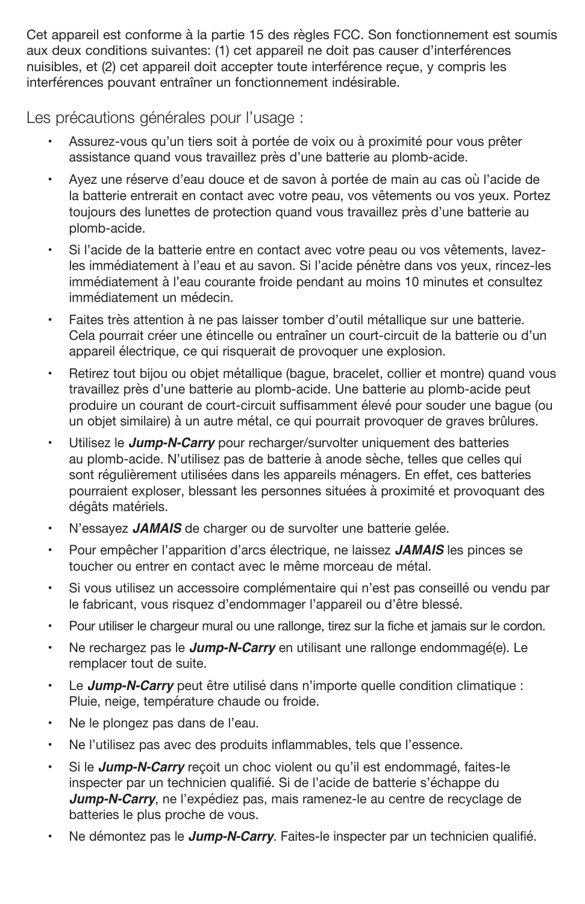Cet appareil est conforme à la partie 15 des règles FCC. Son fonctionnement est soumis aux deux conditions suivantes: (1) cet appareil ne doit pas causer d'interférences nuisibles, et (2) cet appareil doit accepter toute interférence reçue, y compris les interférences pouvant entraîner un fonctionnement indésirable.

## Les précautions générales pour l'usage :

- Assurez-vous qu'un tiers soit à portée de voix ou à proximité pour vous prêter assistance quand vous travaillez près d'une batterie au plomb-acide.
- Ayez une réserve d'eau douce et de savon à portée de main au cas où l'acide de la batterie entrerait en contact avec votre peau, vos vêtements ou vos yeux. Portez toujours des lunettes de protection quand vous travaillez près d'une batterie au plomb-acide.
- Si l'acide de la batterie entre en contact avec votre peau ou vos vêtements, lavez-les immédiatement à l'eau et au savon. Si l'acide pénètre dans vos yeux, rincez-les immédiatement à l'eau courante froide pendant au moins 10 minutes et consultez immédiatement un médecin.
- Faites très attention à ne pas laisser tomber d'outil métallique sur une batterie. Cela pourrait créer une étincelle ou entraîner un court-circuit de la batterie ou d'un appareil électrique, ce qui risquerait de provoquer une explosion.
- Retirez tout bijou ou objet métallique (bague, bracelet, collier et montre) quand vous travaillez près d'une batterie au plomb-acide. Une batterie au plomb-acide peut produire un courant de court-circuit suffisamment élevé pour souder une bague (ou un objet similaire) à un autre métal, ce qui pourrait provoquer de graves brûlures.
- Utilisez le ***Jump-N-Carry*** pour recharger/survolter uniquement des batteries au plomb-acide. N'utilisez pas de batterie à anode sèche, telles que celles qui sont régulièrement utilisées dans les appareils ménagers. En effet, ces batteries pourraient exploser, blessant les personnes situées à proximité et provoquant des dégâts matériels.
- N'essayez ***JAMAIS*** de charger ou de survolter une batterie gelée.
- Pour empêcher l'apparition d'arcs électrique, ne laissez ***JAMAIS*** les pinces se toucher ou entrer en contact avec le même morceau de métal.
- Si vous utilisez un accessoire complémentaire qui n'est pas conseillé ou vendu par le fabricant, vous risquez d'endommager l'appareil ou d'être blessé.
- Pour utiliser le chargeur mural ou une rallonge, tirez sur la fiche et jamais sur le cordon.
- Ne rechargez pas le ***Jump-N-Carry*** en utilisant une rallonge endommagé(e). Le remplacer tout de suite.
- Le ***Jump-N-Carry*** peut être utilisé dans n'importe quelle condition climatique : Pluie, neige, température chaude ou froide.
- Ne le plongez pas dans de l'eau.
- Ne l'utilisez pas avec des produits inflammables, tels que l'essence.
- Si le ***Jump-N-Carry*** reçoit un choc violent ou qu'il est endommagé, faites-le inspecter par un technicien qualifié. Si de l'acide de batterie s'échappe du ***Jump-N-Carry***, ne l'expédiez pas, mais ramenez-le au centre de recyclage de batteries le plus proche de vous.
- Ne démontez pas le ***Jump-N-Carry***. Faites-le inspecter par un technicien qualifié.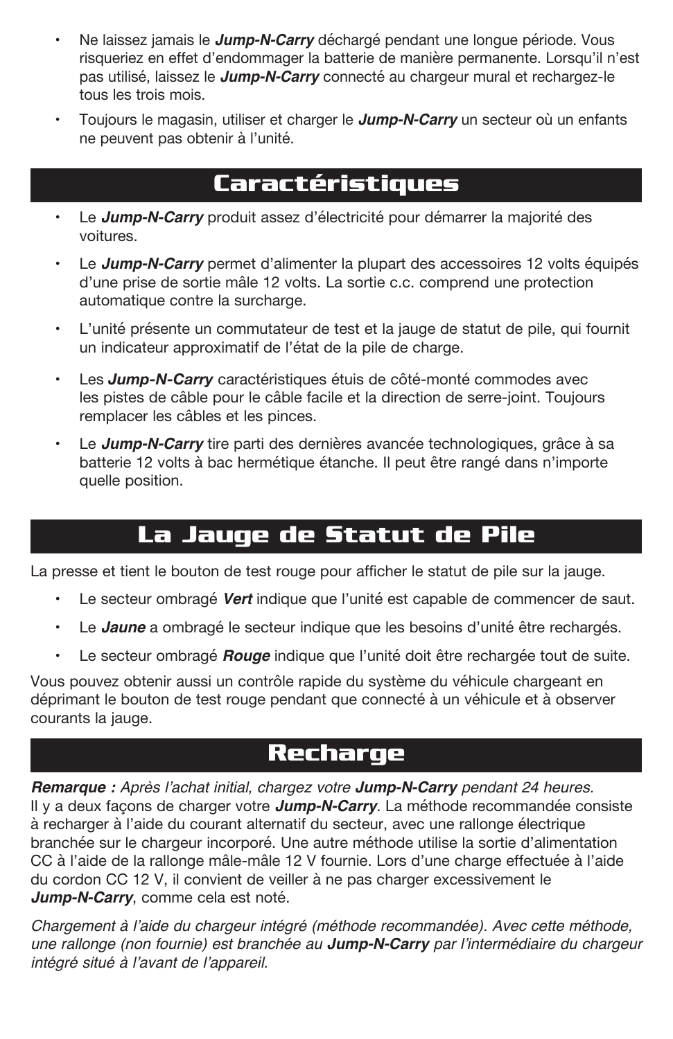- Ne laissez jamais le ***Jump-N-Carry*** déchargé pendant une longue période. Vous risqueriez en effet d'endommager la batterie de manière permanente. Lorsqu'il n'est pas utilisé, laissez le ***Jump-N-Carry*** connecté au chargeur mural et rechargez-le tous les trois mois.
- Toujours le magasin, utiliser et charger le ***Jump-N-Carry*** un secteur où un enfants ne peuvent pas obtenir à l'unité.

## Caractéristiques

- Le ***Jump-N-Carry*** produit assez d'électricité pour démarrer la majorité des voitures.
- Le ***Jump-N-Carry*** permet d'alimenter la plupart des accessoires 12 volts équipés d'une prise de sortie mâle 12 volts. La sortie c.c. comprend une protection automatique contre la surcharge.
- L'unité présente un commutateur de test et la jauge de statut de pile, qui fournit un indicateur approximatif de l'état de la pile de charge.
- Les ***Jump-N-Carry*** caractéristiques étuis de côté-monté commodes avec les pistes de câble pour le câble facile et la direction de serre-joint. Toujours remplacer les câbles et les pinces.
- Le ***Jump-N-Carry*** tire parti des dernières avancée technologiques, grâce à sa batterie 12 volts à bac hermétique étanche. Il peut être rangé dans n'importe quelle position.

## La Jauge de Statut de Pile

La presse et tient le bouton de test rouge pour afficher le statut de pile sur la jauge.

- Le secteur ombragé ***Vert*** indique que l'unité est capable de commencer de saut.
- Le ***Jaune*** a ombragé le secteur indique que les besoins d'unité être rechargés.
- Le secteur ombragé ***Rouge*** indique que l'unité doit être rechargée tout de suite.

Vous pouvez obtenir aussi un contrôle rapide du système du véhicule chargeant en déprimant le bouton de test rouge pendant que connecté à un véhicule et à observer courants la jauge.

## Recharge

***Remarque :*** *Après l'achat initial, chargez votre* ***Jump-N-Carry*** *pendant 24 heures.* Il y a deux façons de charger votre ***Jump-N-Carry***. La méthode recommandée consiste à recharger à l'aide du courant alternatif du secteur, avec une rallonge électrique branchée sur le chargeur incorporé. Une autre méthode utilise la sortie d'alimentation CC à l'aide de la rallonge mâle-mâle 12 V fournie. Lors d'une charge effectuée à l'aide du cordon CC 12 V, il convient de veiller à ne pas charger excessivement le ***Jump-N-Carry***, comme cela est noté.

*Chargement à l'aide du chargeur intégré (méthode recommandée). Avec cette méthode, une rallonge (non fournie) est branchée au* ***Jump-N-Carry*** *par l'intermédiaire du chargeur intégré situé à l'avant de l'appareil.*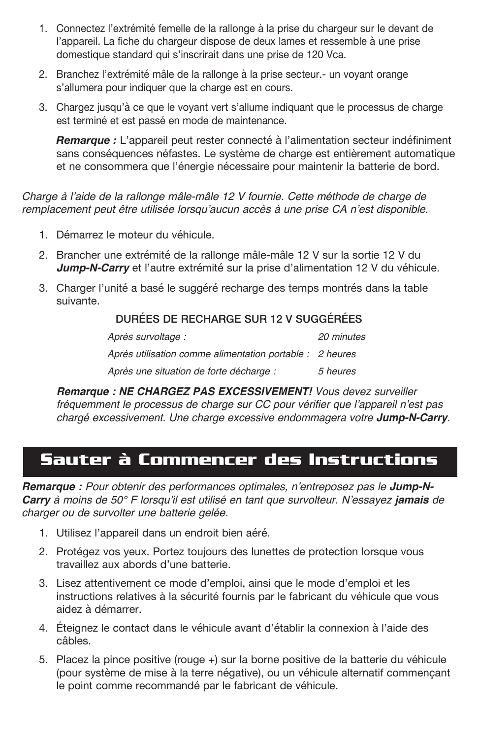1. Connectez l'extrémité femelle de la rallonge à la prise du chargeur sur le devant de l'appareil. La fiche du chargeur dispose de deux lames et ressemble à une prise domestique standard qui s'inscrirait dans une prise de 120 Vca.
2. Branchez l'extrémité mâle de la rallonge à la prise secteur.- un voyant orange s'allumera pour indiquer que la charge est en cours.
3. Chargez jusqu'à ce que le voyant vert s'allume indiquant que le processus de charge est terminé et est passé en mode de maintenance.

   ***Remarque :*** L'appareil peut rester connecté à l'alimentation secteur indéfiniment sans conséquences néfastes. Le système de charge est entièrement automatique et ne consommera que l'énergie nécessaire pour maintenir la batterie de bord.

*Charge à l'aide de la rallonge mâle-mâle 12 V fournie. Cette méthode de charge de remplacement peut être utilisée lorsqu'aucun accès à une prise CA n'est disponible.*

1. Démarrez le moteur du véhicule.
2. Brancher une extrémité de la rallonge mâle-mâle 12 V sur la sortie 12 V du ***Jump-N-Carry*** et l'autre extrémité sur la prise d'alimentation 12 V du véhicule.
3. Charger l'unité a basé le suggéré recharge des temps montrés dans la table suivante.

DURÉES DE RECHARGE SUR 12 V SUGGÉRÉES

| | |
|---|---|
| *Après survoltage :* | *20 minutes* |
| *Après utilisation comme alimentation portable :* | *2 heures* |
| *Après une situation de forte décharge :* | *5 heures* |

***Remarque : NE CHARGEZ PAS EXCESSIVEMENT!*** *Vous devez surveiller fréquemment le processus de charge sur CC pour vérifier que l'appareil n'est pas chargé excessivement. Une charge excessive endommagera votre **Jump-N-Carry**.*

# Sauter à Commencer des Instructions

***Remarque :*** *Pour obtenir des performances optimales, n'entreposez pas le **Jump-N-Carry** à moins de 50° F lorsqu'il est utilisé en tant que survolteur. N'essayez **jamais** de charger ou de survolter une batterie gelée.*

1. Utilisez l'appareil dans un endroit bien aéré.
2. Protégez vos yeux. Portez toujours des lunettes de protection lorsque vous travaillez aux abords d'une batterie.
3. Lisez attentivement ce mode d'emploi, ainsi que le mode d'emploi et les instructions relatives à la sécurité fournis par le fabricant du véhicule que vous aidez à démarrer.
4. Éteignez le contact dans le véhicule avant d'établir la connexion à l'aide des câbles.
5. Placez la pince positive (rouge +) sur la borne positive de la batterie du véhicule (pour système de mise à la terre négative), ou un véhicule alternatif commençant le point comme recommandé par le fabricant de véhicule.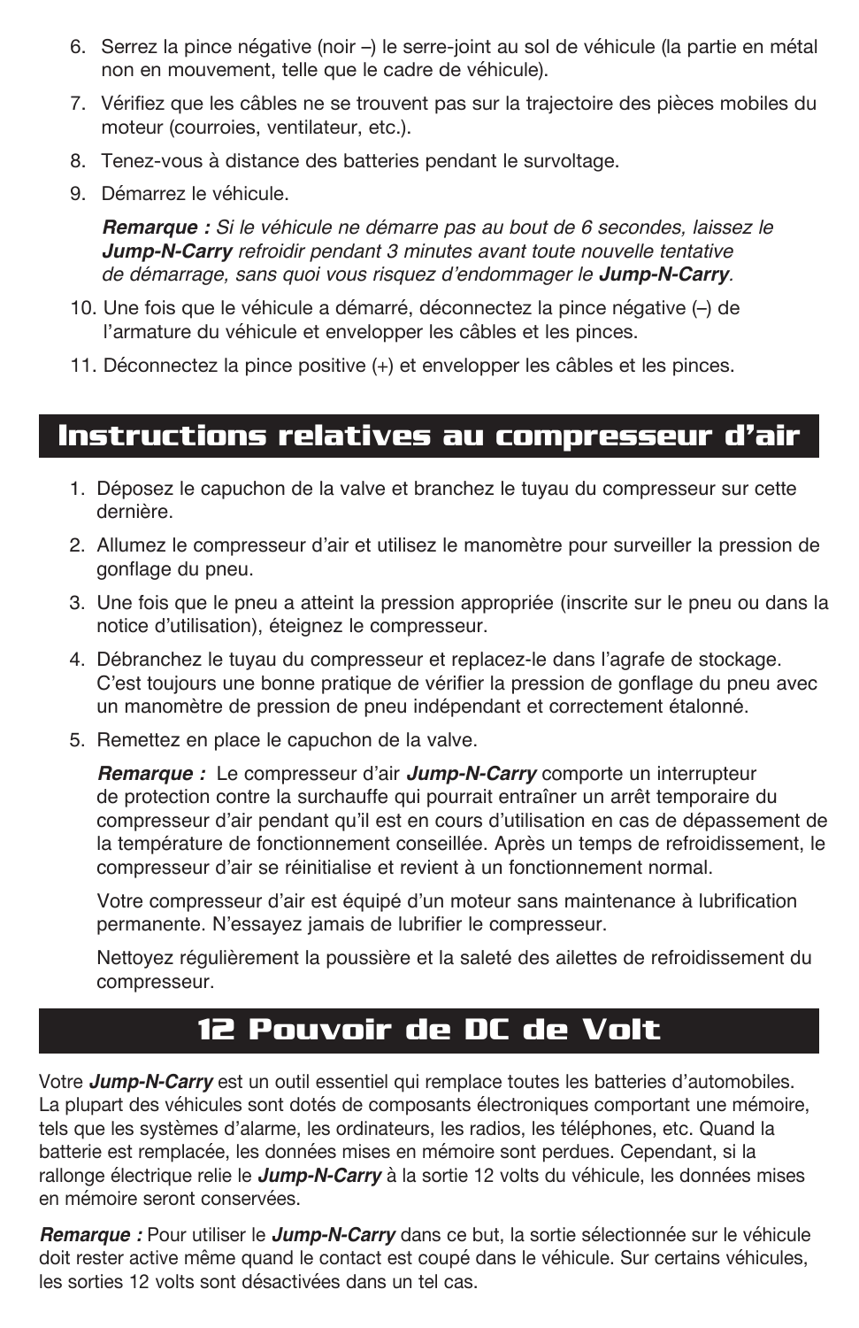6. Serrez la pince négative (noir –) le serre-joint au sol de véhicule (la partie en métal non en mouvement, telle que le cadre de véhicule).

7. Vérifiez que les câbles ne se trouvent pas sur la trajectoire des pièces mobiles du moteur (courroies, ventilateur, etc.).

8. Tenez-vous à distance des batteries pendant le survoltage.

9. Démarrez le véhicule.

   ***Remarque :*** *Si le véhicule ne démarre pas au bout de 6 secondes, laissez le* ***Jump-N-Carry*** *refroidir pendant 3 minutes avant toute nouvelle tentative de démarrage, sans quoi vous risquez d'endommager le* ***Jump-N-Carry****.*

10. Une fois que le véhicule a démarré, déconnectez la pince négative (–) de l'armature du véhicule et envelopper les câbles et les pinces.

11. Déconnectez la pince positive (+) et envelopper les câbles et les pinces.

## Instructions relatives au compresseur d'air

1. Déposez le capuchon de la valve et branchez le tuyau du compresseur sur cette dernière.

2. Allumez le compresseur d'air et utilisez le manomètre pour surveiller la pression de gonflage du pneu.

3. Une fois que le pneu a atteint la pression appropriée (inscrite sur le pneu ou dans la notice d'utilisation), éteignez le compresseur.

4. Débranchez le tuyau du compresseur et replacez-le dans l'agrafe de stockage. C'est toujours une bonne pratique de vérifier la pression de gonflage du pneu avec un manomètre de pression de pneu indépendant et correctement étalonné.

5. Remettez en place le capuchon de la valve.

   ***Remarque :*** Le compresseur d'air ***Jump-N-Carry*** comporte un interrupteur de protection contre la surchauffe qui pourrait entraîner un arrêt temporaire du compresseur d'air pendant qu'il est en cours d'utilisation en cas de dépassement de la température de fonctionnement conseillée. Après un temps de refroidissement, le compresseur d'air se réinitialise et revient à un fonctionnement normal.

   Votre compresseur d'air est équipé d'un moteur sans maintenance à lubrification permanente. N'essayez jamais de lubrifier le compresseur.

   Nettoyez régulièrement la poussière et la saleté des ailettes de refroidissement du compresseur.

## 12 Pouvoir de DC de Volt

Votre ***Jump-N-Carry*** est un outil essentiel qui remplace toutes les batteries d'automobiles. La plupart des véhicules sont dotés de composants électroniques comportant une mémoire, tels que les systèmes d'alarme, les ordinateurs, les radios, les téléphones, etc. Quand la batterie est remplacée, les données mises en mémoire sont perdues. Cependant, si la rallonge électrique relie le ***Jump-N-Carry*** à la sortie 12 volts du véhicule, les données mises en mémoire seront conservées.

***Remarque :*** Pour utiliser le ***Jump-N-Carry*** dans ce but, la sortie sélectionnée sur le véhicule doit rester active même quand le contact est coupé dans le véhicule. Sur certains véhicules, les sorties 12 volts sont désactivées dans un tel cas.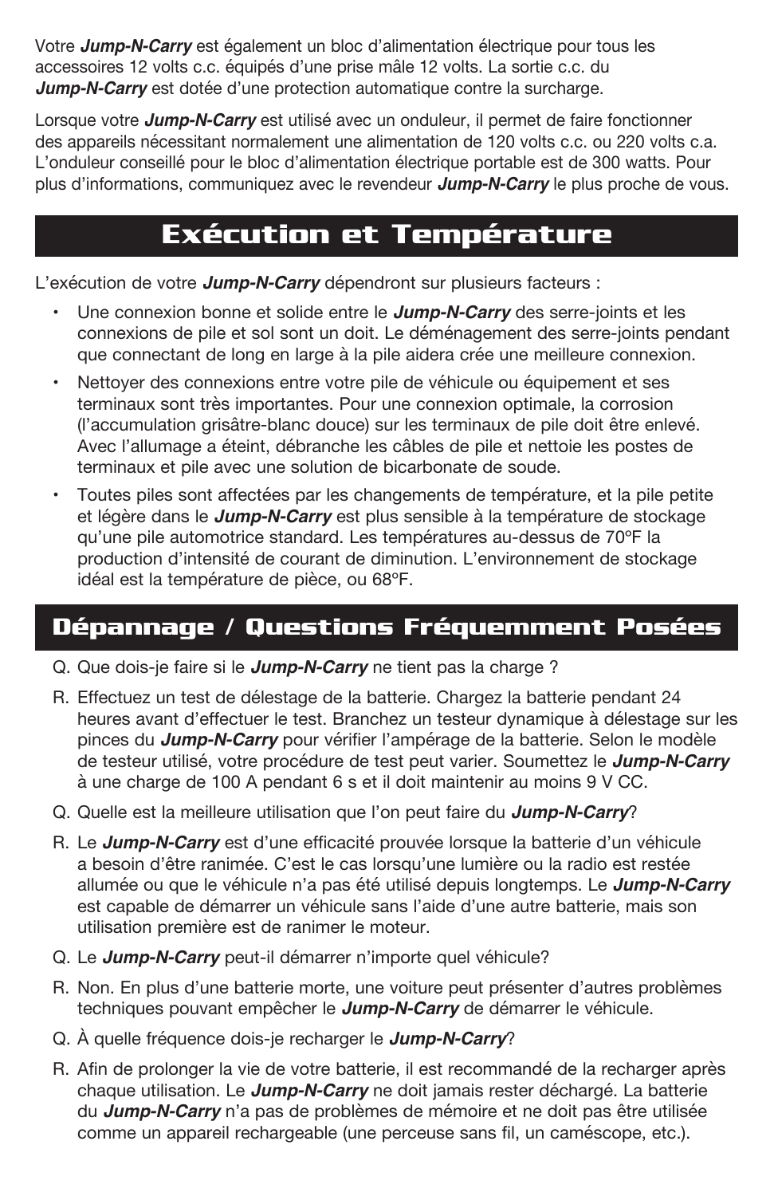Votre ***Jump-N-Carry*** est également un bloc d'alimentation électrique pour tous les accessoires 12 volts c.c. équipés d'une prise mâle 12 volts. La sortie c.c. du ***Jump-N-Carry*** est dotée d'une protection automatique contre la surcharge.

Lorsque votre ***Jump-N-Carry*** est utilisé avec un onduleur, il permet de faire fonctionner des appareils nécessitant normalement une alimentation de 120 volts c.c. ou 220 volts c.a. L'onduleur conseillé pour le bloc d'alimentation électrique portable est de 300 watts. Pour plus d'informations, communiquez avec le revendeur ***Jump-N-Carry*** le plus proche de vous.

## Exécution et Température

L'exécution de votre ***Jump-N-Carry*** dépendront sur plusieurs facteurs :

- Une connexion bonne et solide entre le ***Jump-N-Carry*** des serre-joints et les connexions de pile et sol sont un doit. Le déménagement des serre-joints pendant que connectant de long en large à la pile aidera crée une meilleure connexion.
- Nettoyer des connexions entre votre pile de véhicule ou équipement et ses terminaux sont très importantes. Pour une connexion optimale, la corrosion (l'accumulation grisâtre-blanc douce) sur les terminaux de pile doit être enlevé. Avec l'allumage a éteint, débranche les câbles de pile et nettoie les postes de terminaux et pile avec une solution de bicarbonate de soude.
- Toutes piles sont affectées par les changements de température, et la pile petite et légère dans le ***Jump-N-Carry*** est plus sensible à la température de stockage qu'une pile automotrice standard. Les températures au-dessus de 70ºF la production d'intensité de courant de diminution. L'environnement de stockage idéal est la température de pièce, ou 68ºF.

## Dépannage / Questions Fréquemment Posées

Q. Que dois-je faire si le ***Jump-N-Carry*** ne tient pas la charge ?

R. Effectuez un test de délestage de la batterie. Chargez la batterie pendant 24 heures avant d'effectuer le test. Branchez un testeur dynamique à délestage sur les pinces du ***Jump-N-Carry*** pour vérifier l'ampérage de la batterie. Selon le modèle de testeur utilisé, votre procédure de test peut varier. Soumettez le ***Jump-N-Carry*** à une charge de 100 A pendant 6 s et il doit maintenir au moins 9 V CC.

Q. Quelle est la meilleure utilisation que l'on peut faire du ***Jump-N-Carry***?

R. Le ***Jump-N-Carry*** est d'une efficacité prouvée lorsque la batterie d'un véhicule a besoin d'être ranimée. C'est le cas lorsqu'une lumière ou la radio est restée allumée ou que le véhicule n'a pas été utilisé depuis longtemps. Le ***Jump-N-Carry*** est capable de démarrer un véhicule sans l'aide d'une autre batterie, mais son utilisation première est de ranimer le moteur.

Q. Le ***Jump-N-Carry*** peut-il démarrer n'importe quel véhicule?

R. Non. En plus d'une batterie morte, une voiture peut présenter d'autres problèmes techniques pouvant empêcher le ***Jump-N-Carry*** de démarrer le véhicule.

Q. À quelle fréquence dois-je recharger le ***Jump-N-Carry***?

R. Afin de prolonger la vie de votre batterie, il est recommandé de la recharger après chaque utilisation. Le ***Jump-N-Carry*** ne doit jamais rester déchargé. La batterie du ***Jump-N-Carry*** n'a pas de problèmes de mémoire et ne doit pas être utilisée comme un appareil rechargeable (une perceuse sans fil, un caméscope, etc.).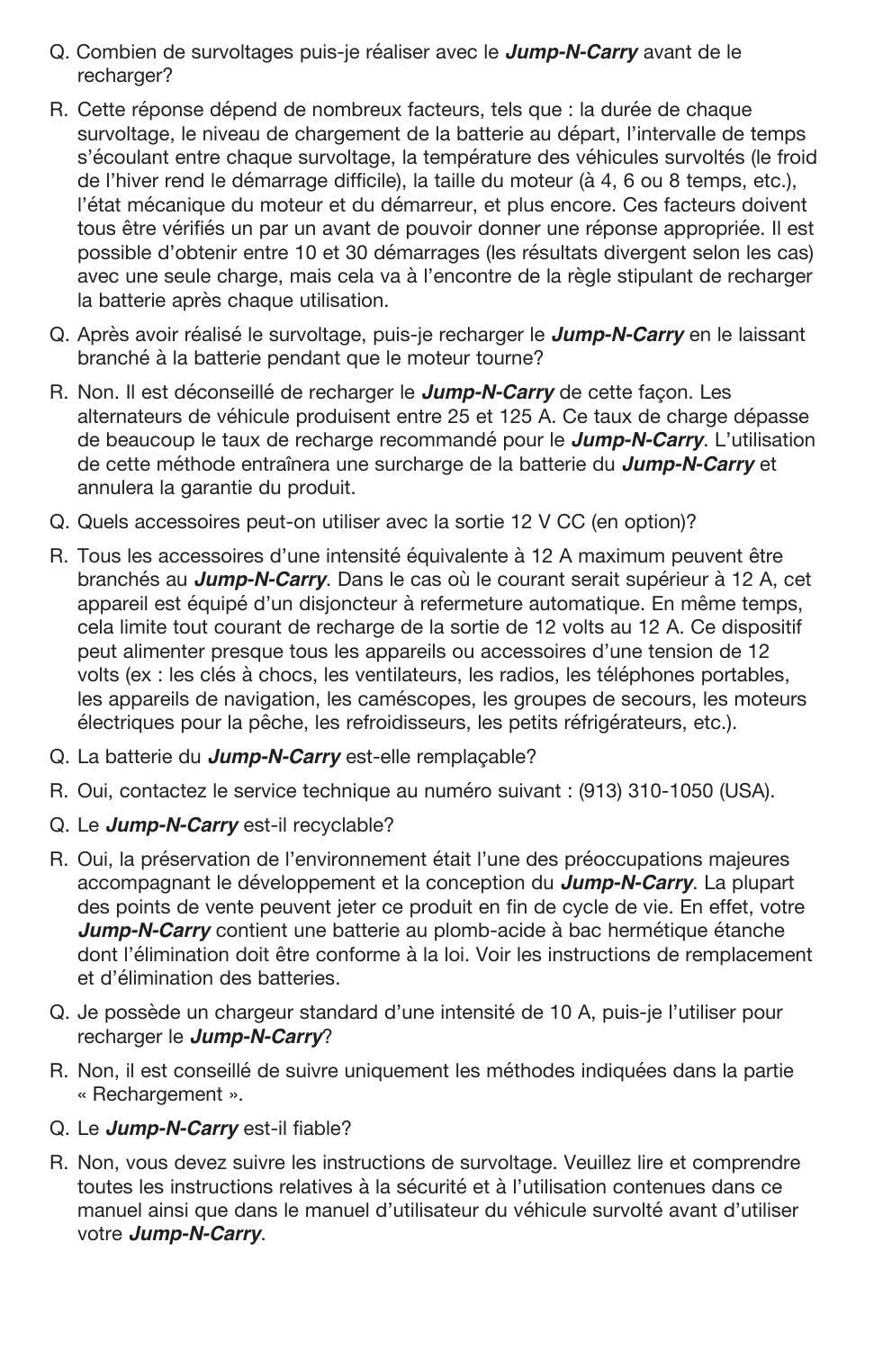Q. Combien de survoltages puis-je réaliser avec le ***Jump-N-Carry*** avant de le recharger?

R. Cette réponse dépend de nombreux facteurs, tels que : la durée de chaque survoltage, le niveau de chargement de la batterie au départ, l'intervalle de temps s'écoulant entre chaque survoltage, la température des véhicules survoltés (le froid de l'hiver rend le démarrage difficile), la taille du moteur (à 4, 6 ou 8 temps, etc.), l'état mécanique du moteur et du démarreur, et plus encore. Ces facteurs doivent tous être vérifiés un par un avant de pouvoir donner une réponse appropriée. Il est possible d'obtenir entre 10 et 30 démarrages (les résultats divergent selon les cas) avec une seule charge, mais cela va à l'encontre de la règle stipulant de recharger la batterie après chaque utilisation.

Q. Après avoir réalisé le survoltage, puis-je recharger le ***Jump-N-Carry*** en le laissant branché à la batterie pendant que le moteur tourne?

R. Non. Il est déconseillé de recharger le ***Jump-N-Carry*** de cette façon. Les alternateurs de véhicule produisent entre 25 et 125 A. Ce taux de charge dépasse de beaucoup le taux de recharge recommandé pour le ***Jump-N-Carry***. L'utilisation de cette méthode entraînera une surcharge de la batterie du ***Jump-N-Carry*** et annulera la garantie du produit.

Q. Quels accessoires peut-on utiliser avec la sortie 12 V CC (en option)?

R. Tous les accessoires d'une intensité équivalente à 12 A maximum peuvent être branchés au ***Jump-N-Carry***. Dans le cas où le courant serait supérieur à 12 A, cet appareil est équipé d'un disjoncteur à refermeture automatique. En même temps, cela limite tout courant de recharge de la sortie de 12 volts au 12 A. Ce dispositif peut alimenter presque tous les appareils ou accessoires d'une tension de 12 volts (ex : les clés à chocs, les ventilateurs, les radios, les téléphones portables, les appareils de navigation, les caméscopes, les groupes de secours, les moteurs électriques pour la pêche, les refroidisseurs, les petits réfrigérateurs, etc.).

Q. La batterie du ***Jump-N-Carry*** est-elle remplaçable?

R. Oui, contactez le service technique au numéro suivant : (913) 310-1050 (USA).

Q. Le ***Jump-N-Carry*** est-il recyclable?

R. Oui, la préservation de l'environnement était l'une des préoccupations majeures accompagnant le développement et la conception du ***Jump-N-Carry***. La plupart des points de vente peuvent jeter ce produit en fin de cycle de vie. En effet, votre ***Jump-N-Carry*** contient une batterie au plomb-acide à bac hermétique étanche dont l'élimination doit être conforme à la loi. Voir les instructions de remplacement et d'élimination des batteries.

Q. Je possède un chargeur standard d'une intensité de 10 A, puis-je l'utiliser pour recharger le ***Jump-N-Carry***?

R. Non, il est conseillé de suivre uniquement les méthodes indiquées dans la partie « Rechargement ».

Q. Le ***Jump-N-Carry*** est-il fiable?

R. Non, vous devez suivre les instructions de survoltage. Veuillez lire et comprendre toutes les instructions relatives à la sécurité et à l'utilisation contenues dans ce manuel ainsi que dans le manuel d'utilisateur du véhicule survolté avant d'utiliser votre ***Jump-N-Carry***.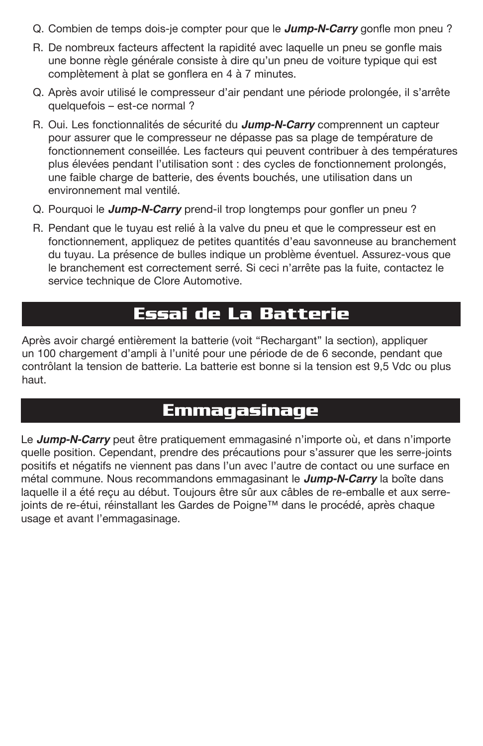Q. Combien de temps dois-je compter pour que le ***Jump-N-Carry*** gonfle mon pneu ?

R. De nombreux facteurs affectent la rapidité avec laquelle un pneu se gonfle mais une bonne règle générale consiste à dire qu'un pneu de voiture typique qui est complètement à plat se gonflera en 4 à 7 minutes.

Q. Après avoir utilisé le compresseur d'air pendant une période prolongée, il s'arrête quelquefois – est-ce normal ?

R. Oui. Les fonctionnalités de sécurité du ***Jump-N-Carry*** comprennent un capteur pour assurer que le compresseur ne dépasse pas sa plage de température de fonctionnement conseillée. Les facteurs qui peuvent contribuer à des températures plus élevées pendant l'utilisation sont : des cycles de fonctionnement prolongés, une faible charge de batterie, des évents bouchés, une utilisation dans un environnement mal ventilé.

Q. Pourquoi le ***Jump-N-Carry*** prend-il trop longtemps pour gonfler un pneu ?

R. Pendant que le tuyau est relié à la valve du pneu et que le compresseur est en fonctionnement, appliquez de petites quantités d'eau savonneuse au branchement du tuyau. La présence de bulles indique un problème éventuel. Assurez-vous que le branchement est correctement serré. Si ceci n'arrête pas la fuite, contactez le service technique de Clore Automotive.

## Essai de La Batterie

Après avoir chargé entièrement la batterie (voit "Rechargant" la section), appliquer un 100 chargement d'ampli à l'unité pour une période de de 6 seconde, pendant que contrôlant la tension de batterie. La batterie est bonne si la tension est 9,5 Vdc ou plus haut.

## Emmagasinage

Le ***Jump-N-Carry*** peut être pratiquement emmagasiné n'importe où, et dans n'importe quelle position. Cependant, prendre des précautions pour s'assurer que les serre-joints positifs et négatifs ne viennent pas dans l'un avec l'autre de contact ou une surface en métal commune. Nous recommandons emmagasinant le ***Jump-N-Carry*** la boîte dans laquelle il a été reçu au début. Toujours être sûr aux câbles de re-emballe et aux serre-joints de re-étui, réinstallant les Gardes de Poigne™ dans le procédé, après chaque usage et avant l'emmagasinage.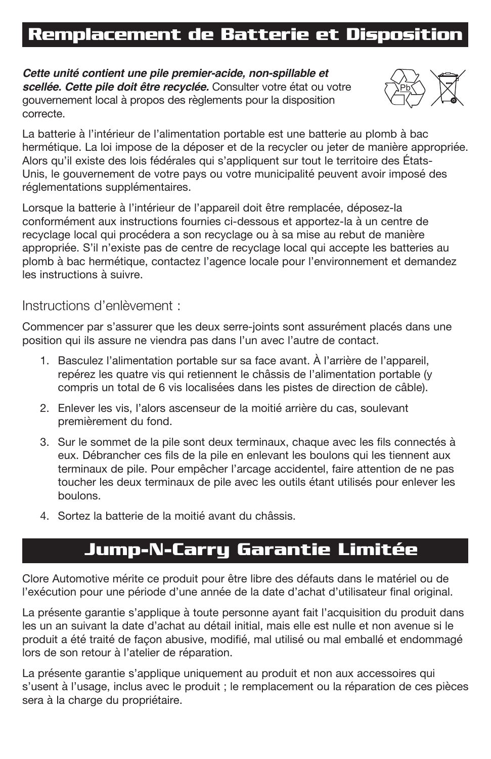## Remplacement de Batterie et Disposition

***Cette unité contient une pile premier-acide, non-spillable et scellée. Cette pile doit être recyclée.*** Consulter votre état ou votre gouvernement local à propos des règlements pour la disposition correcte.

La batterie à l'intérieur de l'alimentation portable est une batterie au plomb à bac hermétique. La loi impose de la déposer et de la recycler ou jeter de manière appropriée. Alors qu'il existe des lois fédérales qui s'appliquent sur tout le territoire des États-Unis, le gouvernement de votre pays ou votre municipalité peuvent avoir imposé des réglementations supplémentaires.

Lorsque la batterie à l'intérieur de l'appareil doit être remplacée, déposez-la conformément aux instructions fournies ci-dessous et apportez-la à un centre de recyclage local qui procédera a son recyclage ou à sa mise au rebut de manière appropriée. S'il n'existe pas de centre de recyclage local qui accepte les batteries au plomb à bac hermétique, contactez l'agence locale pour l'environnement et demandez les instructions à suivre.

### Instructions d'enlèvement :

Commencer par s'assurer que les deux serre-joints sont assurément placés dans une position qui ils assure ne viendra pas dans l'un avec l'autre de contact.

1. Basculez l'alimentation portable sur sa face avant. À l'arrière de l'appareil, repérez les quatre vis qui retiennent le châssis de l'alimentation portable (y compris un total de 6 vis localisées dans les pistes de direction de câble).
2. Enlever les vis, l'alors ascenseur de la moitié arrière du cas, soulevant premièrement du fond.
3. Sur le sommet de la pile sont deux terminaux, chaque avec les fils connectés à eux. Débrancher ces fils de la pile en enlevant les boulons qui les tiennent aux terminaux de pile. Pour empêcher l'arcage accidentel, faire attention de ne pas toucher les deux terminaux de pile avec les outils étant utilisés pour enlever les boulons.
4. Sortez la batterie de la moitié avant du châssis.

## Jump-N-Carry Garantie Limitée

Clore Automotive mérite ce produit pour être libre des défauts dans le matériel ou de l'exécution pour une période d'une année de la date d'achat d'utilisateur final original.

La présente garantie s'applique à toute personne ayant fait l'acquisition du produit dans les un an suivant la date d'achat au détail initial, mais elle est nulle et non avenue si le produit a été traité de façon abusive, modifié, mal utilisé ou mal emballé et endommagé lors de son retour à l'atelier de réparation.

La présente garantie s'applique uniquement au produit et non aux accessoires qui s'usent à l'usage, inclus avec le produit ; le remplacement ou la réparation de ces pièces sera à la charge du propriétaire.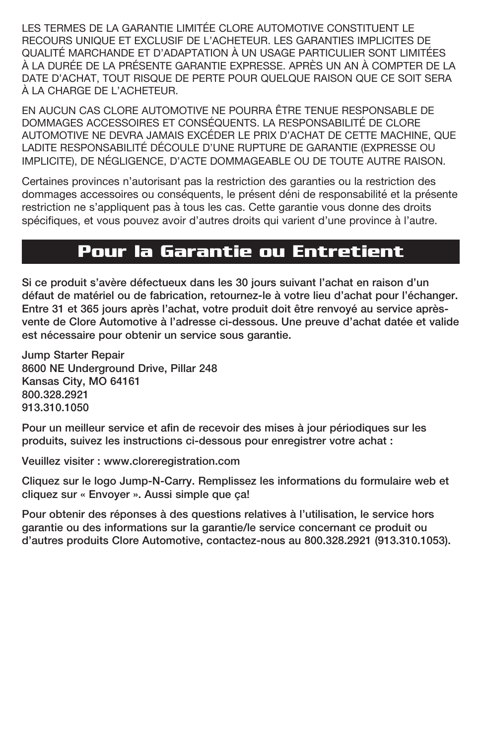LES TERMES DE LA GARANTIE LIMITÉE CLORE AUTOMOTIVE CONSTITUENT LE RECOURS UNIQUE ET EXCLUSIF DE L'ACHETEUR. LES GARANTIES IMPLICITES DE QUALITÉ MARCHANDE ET D'ADAPTATION À UN USAGE PARTICULIER SONT LIMITÉES À LA DURÉE DE LA PRÉSENTE GARANTIE EXPRESSE. APRÈS UN AN À COMPTER DE LA DATE D'ACHAT, TOUT RISQUE DE PERTE POUR QUELQUE RAISON QUE CE SOIT SERA À LA CHARGE DE L'ACHETEUR.

EN AUCUN CAS CLORE AUTOMOTIVE NE POURRA ÊTRE TENUE RESPONSABLE DE DOMMAGES ACCESSOIRES ET CONSÉQUENTS. LA RESPONSABILITÉ DE CLORE AUTOMOTIVE NE DEVRA JAMAIS EXCÉDER LE PRIX D'ACHAT DE CETTE MACHINE, QUE LADITE RESPONSABILITÉ DÉCOULE D'UNE RUPTURE DE GARANTIE (EXPRESSE OU IMPLICITE), DE NÉGLIGENCE, D'ACTE DOMMAGEABLE OU DE TOUTE AUTRE RAISON.

Certaines provinces n'autorisant pas la restriction des garanties ou la restriction des dommages accessoires ou conséquents, le présent déni de responsabilité et la présente restriction ne s'appliquent pas à tous les cas. Cette garantie vous donne des droits spécifiques, et vous pouvez avoir d'autres droits qui varient d'une province à l'autre.

## Pour la Garantie ou Entretient

**Si ce produit s'avère défectueux dans les 30 jours suivant l'achat en raison d'un défaut de matériel ou de fabrication, retournez-le à votre lieu d'achat pour l'échanger. Entre 31 et 365 jours après l'achat, votre produit doit être renvoyé au service après-vente de Clore Automotive à l'adresse ci-dessous. Une preuve d'achat datée et valide est nécessaire pour obtenir un service sous garantie.**

**Jump Starter Repair**
**8600 NE Underground Drive, Pillar 248**
**Kansas City, MO 64161**
**800.328.2921**
**913.310.1050**

**Pour un meilleur service et afin de recevoir des mises à jour périodiques sur les produits, suivez les instructions ci-dessous pour enregistrer votre achat :**

**Veuillez visiter : www.cloreregistration.com**

**Cliquez sur le logo Jump-N-Carry. Remplissez les informations du formulaire web et cliquez sur « Envoyer ». Aussi simple que ça!**

**Pour obtenir des réponses à des questions relatives à l'utilisation, le service hors garantie ou des informations sur la garantie/le service concernant ce produit ou d'autres produits Clore Automotive, contactez-nous au 800.328.2921 (913.310.1053).**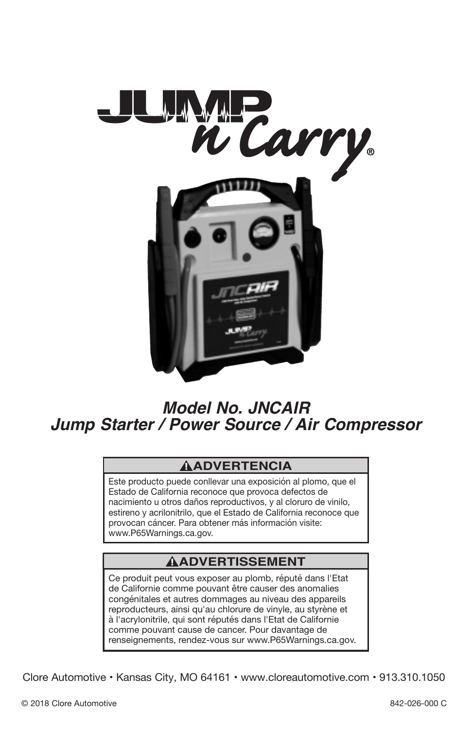# Model No. JNCAIR
# Jump Starter / Power Source / Air Compressor

**⚠ADVERTENCIA**

Este producto puede conllevar una exposición al plomo, que el Estado de California reconoce que provoca defectos de nacimiento u otros daños reproductivos, y al cloruro de vinilo, estireno y acrilonitrilo, que el Estado de California reconoce que provocan cáncer. Para obtener más información visite: www.P65Warnings.ca.gov.

**⚠ADVERTISSEMENT**

Ce produit peut vous exposer au plomb, réputé dans l'Etat de Californie comme pouvant être causer des anomalies congénitales et autres dommages au niveau des appareils reproducteurs, ainsi qu'au chlorure de vinyle, au styrène et à l'acrylonitrile, qui sont réputés dans l'Etat de Californie comme pouvant cause de cancer. Pour davantage de renseignements, rendez-vous sur www.P65Warnings.ca.gov.

Clore Automotive • Kansas City, MO 64161 • www.cloreautomotive.com • 913.310.1050

© 2018 Clore Automotive

842-026-000 C